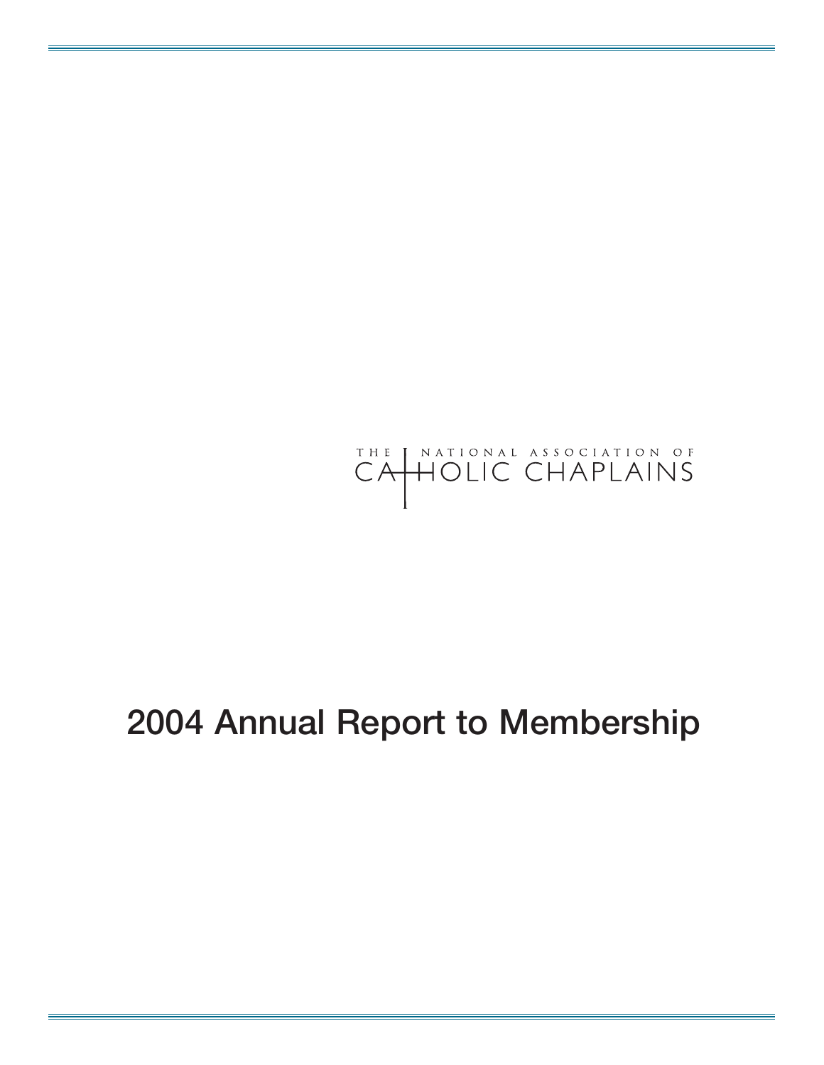THE NATIONAL ASSOCIATION OF
CATHOLIC CHAPLAINS

# 2004 Annual Report to Membership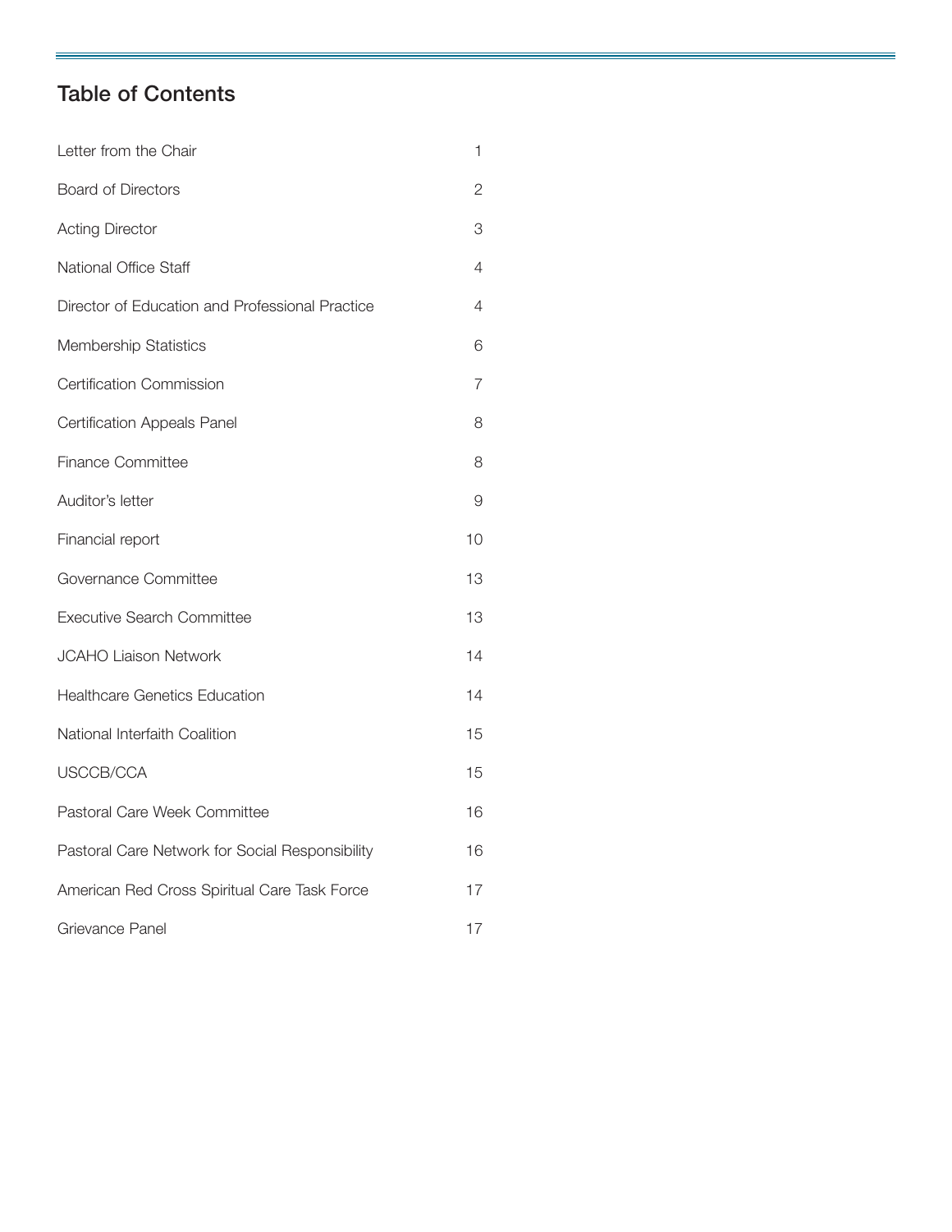## Table of Contents

| | |
|---|---|
| Letter from the Chair | 1 |
| Board of Directors | 2 |
| Acting Director | 3 |
| National Office Staff | 4 |
| Director of Education and Professional Practice | 4 |
| Membership Statistics | 6 |
| Certification Commission | 7 |
| Certification Appeals Panel | 8 |
| Finance Committee | 8 |
| Auditor's letter | 9 |
| Financial report | 10 |
| Governance Committee | 13 |
| Executive Search Committee | 13 |
| JCAHO Liaison Network | 14 |
| Healthcare Genetics Education | 14 |
| National Interfaith Coalition | 15 |
| USCCB/CCA | 15 |
| Pastoral Care Week Committee | 16 |
| Pastoral Care Network for Social Responsibility | 16 |
| American Red Cross Spiritual Care Task Force | 17 |
| Grievance Panel | 17 |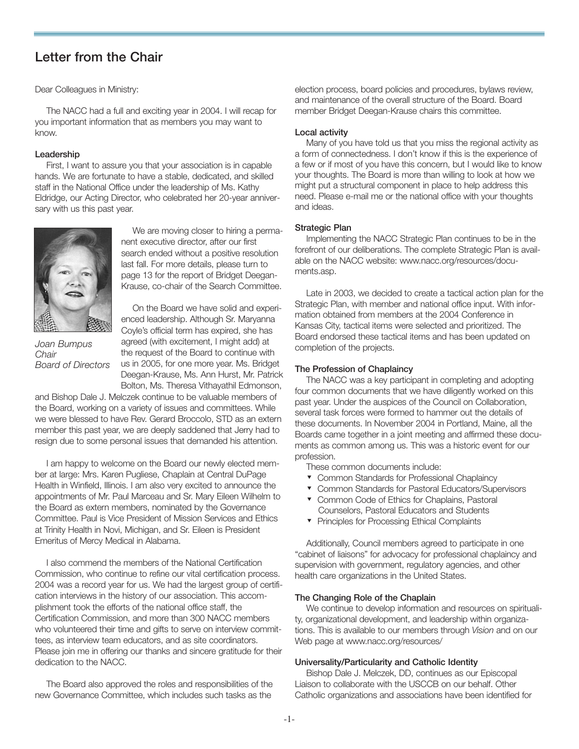# Letter from the Chair

Dear Colleagues in Ministry:

The NACC had a full and exciting year in 2004. I will recap for you important information that as members you may want to know.

### Leadership

First, I want to assure you that your association is in capable hands. We are fortunate to have a stable, dedicated, and skilled staff in the National Office under the leadership of Ms. Kathy Eldridge, our Acting Director, who celebrated her 20-year anniversary with us this past year.

*Joan Bumpus*
*Chair*
*Board of Directors*

We are moving closer to hiring a permanent executive director, after our first search ended without a positive resolution last fall. For more details, please turn to page 13 for the report of Bridget Deegan-Krause, co-chair of the Search Committee.

On the Board we have solid and experienced leadership. Although Sr. Maryanna Coyle's official term has expired, she has agreed (with excitement, I might add) at the request of the Board to continue with us in 2005, for one more year. Ms. Bridget Deegan-Krause, Ms. Ann Hurst, Mr. Patrick Bolton, Ms. Theresa Vithayathil Edmonson, and Bishop Dale J. Melczek continue to be valuable members of the Board, working on a variety of issues and committees. While we were blessed to have Rev. Gerard Broccolo, STD as an extern member this past year, we are deeply saddened that Jerry had to resign due to some personal issues that demanded his attention.

I am happy to welcome on the Board our newly elected member at large: Mrs. Karen Pugliese, Chaplain at Central DuPage Health in Winfield, Illinois. I am also very excited to announce the appointments of Mr. Paul Marceau and Sr. Mary Eileen Wilhelm to the Board as extern members, nominated by the Governance Committee. Paul is Vice President of Mission Services and Ethics at Trinity Health in Novi, Michigan, and Sr. Eileen is President Emeritus of Mercy Medical in Alabama.

I also commend the members of the National Certification Commission, who continue to refine our vital certification process. 2004 was a record year for us. We had the largest group of certification interviews in the history of our association. This accomplishment took the efforts of the national office staff, the Certification Commission, and more than 300 NACC members who volunteered their time and gifts to serve on interview committees, as interview team educators, and as site coordinators. Please join me in offering our thanks and sincere gratitude for their dedication to the NACC.

The Board also approved the roles and responsibilities of the new Governance Committee, which includes such tasks as the election process, board policies and procedures, bylaws review, and maintenance of the overall structure of the Board. Board member Bridget Deegan-Krause chairs this committee.

### Local activity

Many of you have told us that you miss the regional activity as a form of connectedness. I don't know if this is the experience of a few or if most of you have this concern, but I would like to know your thoughts. The Board is more than willing to look at how we might put a structural component in place to help address this need. Please e-mail me or the national office with your thoughts and ideas.

### Strategic Plan

Implementing the NACC Strategic Plan continues to be in the forefront of our deliberations. The complete Strategic Plan is available on the NACC website: www.nacc.org/resources/documents.asp.

Late in 2003, we decided to create a tactical action plan for the Strategic Plan, with member and national office input. With information obtained from members at the 2004 Conference in Kansas City, tactical items were selected and prioritized. The Board endorsed these tactical items and has been updated on completion of the projects.

### The Profession of Chaplaincy

The NACC was a key participant in completing and adopting four common documents that we have diligently worked on this past year. Under the auspices of the Council on Collaboration, several task forces were formed to hammer out the details of these documents. In November 2004 in Portland, Maine, all the Boards came together in a joint meeting and affirmed these documents as common among us. This was a historic event for our profession.

These common documents include:

- Common Standards for Professional Chaplaincy
- Common Standards for Pastoral Educators/Supervisors
- Common Code of Ethics for Chaplains, Pastoral Counselors, Pastoral Educators and Students
- Principles for Processing Ethical Complaints

Additionally, Council members agreed to participate in one "cabinet of liaisons" for advocacy for professional chaplaincy and supervision with government, regulatory agencies, and other health care organizations in the United States.

### The Changing Role of the Chaplain

We continue to develop information and resources on spirituality, organizational development, and leadership within organizations. This is available to our members through *Vision* and on our Web page at www.nacc.org/resources/

### Universality/Particularity and Catholic Identity

Bishop Dale J. Melczek, DD, continues as our Episcopal Liaison to collaborate with the USCCB on our behalf. Other Catholic organizations and associations have been identified for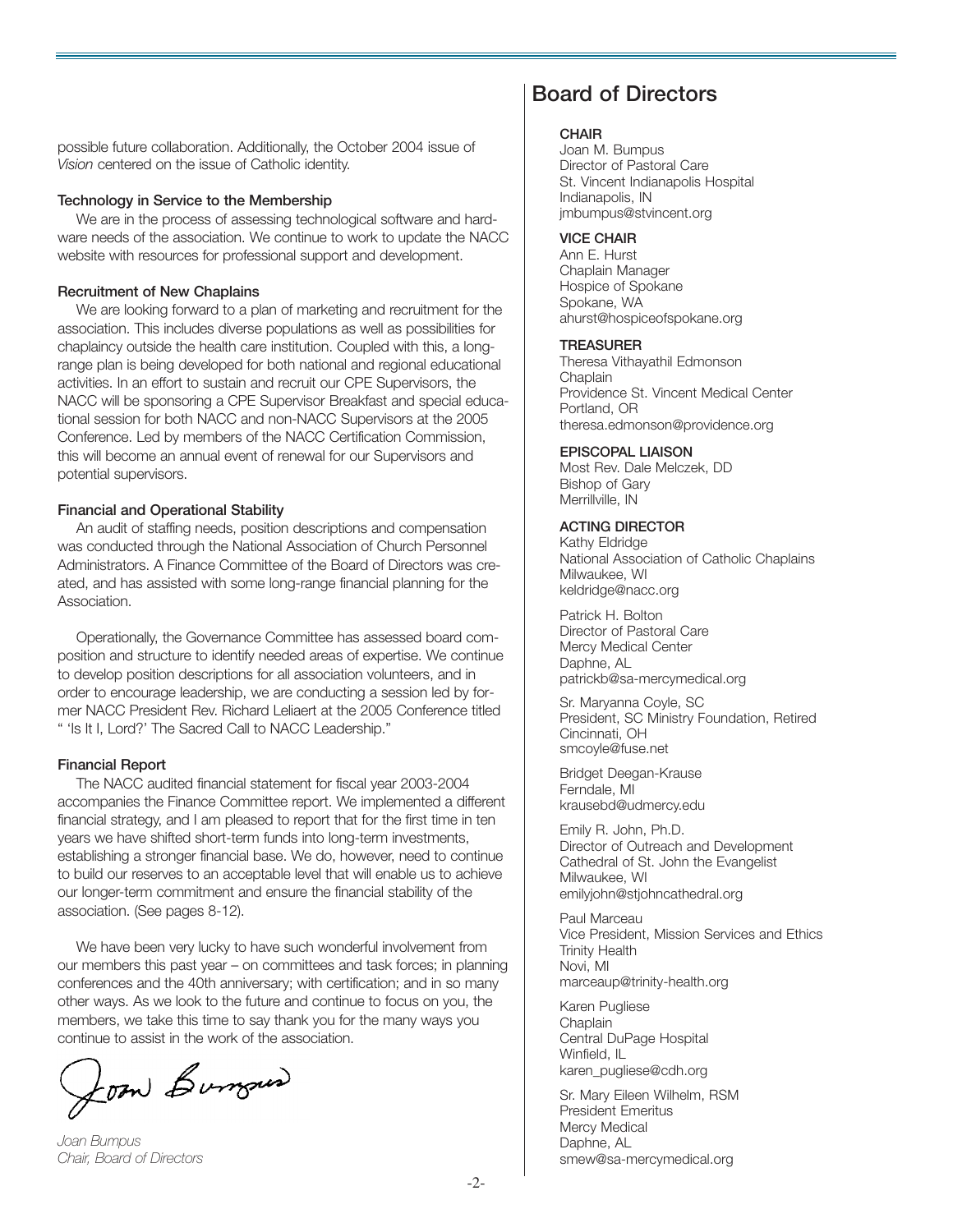possible future collaboration. Additionally, the October 2004 issue of *Vision* centered on the issue of Catholic identity.

**Technology in Service to the Membership**

We are in the process of assessing technological software and hardware needs of the association. We continue to work to update the NACC website with resources for professional support and development.

**Recruitment of New Chaplains**

We are looking forward to a plan of marketing and recruitment for the association. This includes diverse populations as well as possibilities for chaplaincy outside the health care institution. Coupled with this, a long-range plan is being developed for both national and regional educational activities. In an effort to sustain and recruit our CPE Supervisors, the NACC will be sponsoring a CPE Supervisor Breakfast and special educational session for both NACC and non-NACC Supervisors at the 2005 Conference. Led by members of the NACC Certification Commission, this will become an annual event of renewal for our Supervisors and potential supervisors.

**Financial and Operational Stability**

An audit of staffing needs, position descriptions and compensation was conducted through the National Association of Church Personnel Administrators. A Finance Committee of the Board of Directors was created, and has assisted with some long-range financial planning for the Association.

Operationally, the Governance Committee has assessed board composition and structure to identify needed areas of expertise. We continue to develop position descriptions for all association volunteers, and in order to encourage leadership, we are conducting a session led by former NACC President Rev. Richard Leliaert at the 2005 Conference titled " 'Is It I, Lord?' The Sacred Call to NACC Leadership."

**Financial Report**

The NACC audited financial statement for fiscal year 2003-2004 accompanies the Finance Committee report. We implemented a different financial strategy, and I am pleased to report that for the first time in ten years we have shifted short-term funds into long-term investments, establishing a stronger financial base. We do, however, need to continue to build our reserves to an acceptable level that will enable us to achieve our longer-term commitment and ensure the financial stability of the association. (See pages 8-12).

We have been very lucky to have such wonderful involvement from our members this past year – on committees and task forces; in planning conferences and the 40th anniversary; with certification; and in so many other ways. As we look to the future and continue to focus on you, the members, we take this time to say thank you for the many ways you continue to assist in the work of the association.

Joan Bumpus

*Joan Bumpus*
*Chair, Board of Directors*

## Board of Directors

**CHAIR**
Joan M. Bumpus
Director of Pastoral Care
St. Vincent Indianapolis Hospital
Indianapolis, IN
jmbumpus@stvincent.org

**VICE CHAIR**
Ann E. Hurst
Chaplain Manager
Hospice of Spokane
Spokane, WA
ahurst@hospiceofspokane.org

**TREASURER**
Theresa Vithayathil Edmonson
Chaplain
Providence St. Vincent Medical Center
Portland, OR
theresa.edmonson@providence.org

**EPISCOPAL LIAISON**
Most Rev. Dale Melczek, DD
Bishop of Gary
Merrillville, IN

**ACTING DIRECTOR**
Kathy Eldridge
National Association of Catholic Chaplains
Milwaukee, WI
keldridge@nacc.org

Patrick H. Bolton
Director of Pastoral Care
Mercy Medical Center
Daphne, AL
patrickb@sa-mercymedical.org

Sr. Maryanna Coyle, SC
President, SC Ministry Foundation, Retired
Cincinnati, OH
smcoyle@fuse.net

Bridget Deegan-Krause
Ferndale, MI
krausebd@udmercy.edu

Emily R. John, Ph.D.
Director of Outreach and Development
Cathedral of St. John the Evangelist
Milwaukee, WI
emilyjohn@stjohncathedral.org

Paul Marceau
Vice President, Mission Services and Ethics
Trinity Health
Novi, MI
marceaup@trinity-health.org

Karen Pugliese
Chaplain
Central DuPage Hospital
Winfield, IL
karen_pugliese@cdh.org

Sr. Mary Eileen Wilhelm, RSM
President Emeritus
Mercy Medical
Daphne, AL
smew@sa-mercymedical.org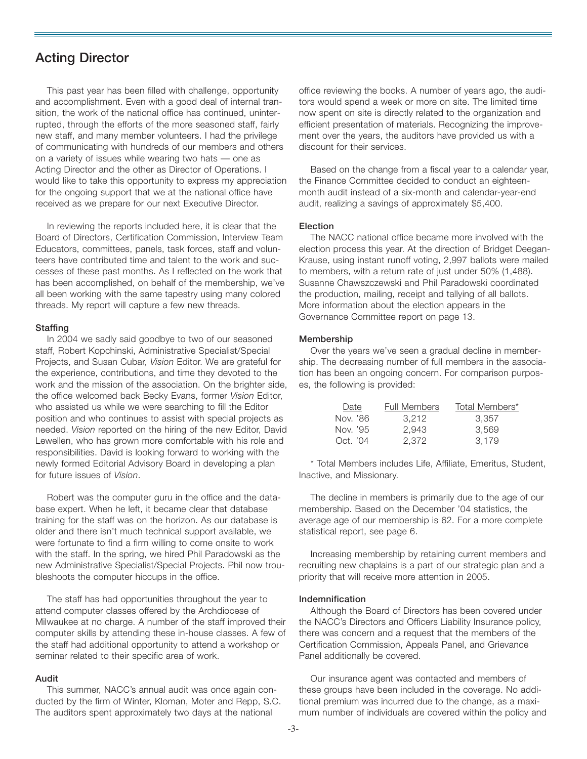## Acting Director

This past year has been filled with challenge, opportunity and accomplishment. Even with a good deal of internal transition, the work of the national office has continued, uninterrupted, through the efforts of the more seasoned staff, fairly new staff, and many member volunteers. I had the privilege of communicating with hundreds of our members and others on a variety of issues while wearing two hats — one as Acting Director and the other as Director of Operations. I would like to take this opportunity to express my appreciation for the ongoing support that we at the national office have received as we prepare for our next Executive Director.

In reviewing the reports included here, it is clear that the Board of Directors, Certification Commission, Interview Team Educators, committees, panels, task forces, staff and volunteers have contributed time and talent to the work and successes of these past months. As I reflected on the work that has been accomplished, on behalf of the membership, we've all been working with the same tapestry using many colored threads. My report will capture a few new threads.

### Staffing

In 2004 we sadly said goodbye to two of our seasoned staff, Robert Kopchinski, Administrative Specialist/Special Projects, and Susan Cubar, *Vision* Editor. We are grateful for the experience, contributions, and time they devoted to the work and the mission of the association. On the brighter side, the office welcomed back Becky Evans, former *Vision* Editor, who assisted us while we were searching to fill the Editor position and who continues to assist with special projects as needed. *Vision* reported on the hiring of the new Editor, David Lewellen, who has grown more comfortable with his role and responsibilities. David is looking forward to working with the newly formed Editorial Advisory Board in developing a plan for future issues of *Vision*.

Robert was the computer guru in the office and the database expert. When he left, it became clear that database training for the staff was on the horizon. As our database is older and there isn't much technical support available, we were fortunate to find a firm willing to come onsite to work with the staff. In the spring, we hired Phil Paradowski as the new Administrative Specialist/Special Projects. Phil now troubleshoots the computer hiccups in the office.

The staff has had opportunities throughout the year to attend computer classes offered by the Archdiocese of Milwaukee at no charge. A number of the staff improved their computer skills by attending these in-house classes. A few of the staff had additional opportunity to attend a workshop or seminar related to their specific area of work.

### Audit

This summer, NACC's annual audit was once again conducted by the firm of Winter, Kloman, Moter and Repp, S.C. The auditors spent approximately two days at the national office reviewing the books. A number of years ago, the auditors would spend a week or more on site. The limited time now spent on site is directly related to the organization and efficient presentation of materials. Recognizing the improvement over the years, the auditors have provided us with a discount for their services.

Based on the change from a fiscal year to a calendar year, the Finance Committee decided to conduct an eighteen-month audit instead of a six-month and calendar-year-end audit, realizing a savings of approximately $5,400.

### Election

The NACC national office became more involved with the election process this year. At the direction of Bridget Deegan-Krause, using instant runoff voting, 2,997 ballots were mailed to members, with a return rate of just under 50% (1,488). Susanne Chawszczewski and Phil Paradowski coordinated the production, mailing, receipt and tallying of all ballots. More information about the election appears in the Governance Committee report on page 13.

### Membership

Over the years we've seen a gradual decline in membership. The decreasing number of full members in the association has been an ongoing concern. For comparison purposes, the following is provided:

| Date | Full Members | Total Members* |
|---|---|---|
| Nov. '86 | 3,212 | 3,357 |
| Nov. '95 | 2,943 | 3,569 |
| Oct. '04 | 2,372 | 3,179 |

\* Total Members includes Life, Affiliate, Emeritus, Student, Inactive, and Missionary.

The decline in members is primarily due to the age of our membership. Based on the December '04 statistics, the average age of our membership is 62. For a more complete statistical report, see page 6.

Increasing membership by retaining current members and recruiting new chaplains is a part of our strategic plan and a priority that will receive more attention in 2005.

### Indemnification

Although the Board of Directors has been covered under the NACC's Directors and Officers Liability Insurance policy, there was concern and a request that the members of the Certification Commission, Appeals Panel, and Grievance Panel additionally be covered.

Our insurance agent was contacted and members of these groups have been included in the coverage. No additional premium was incurred due to the change, as a maximum number of individuals are covered within the policy and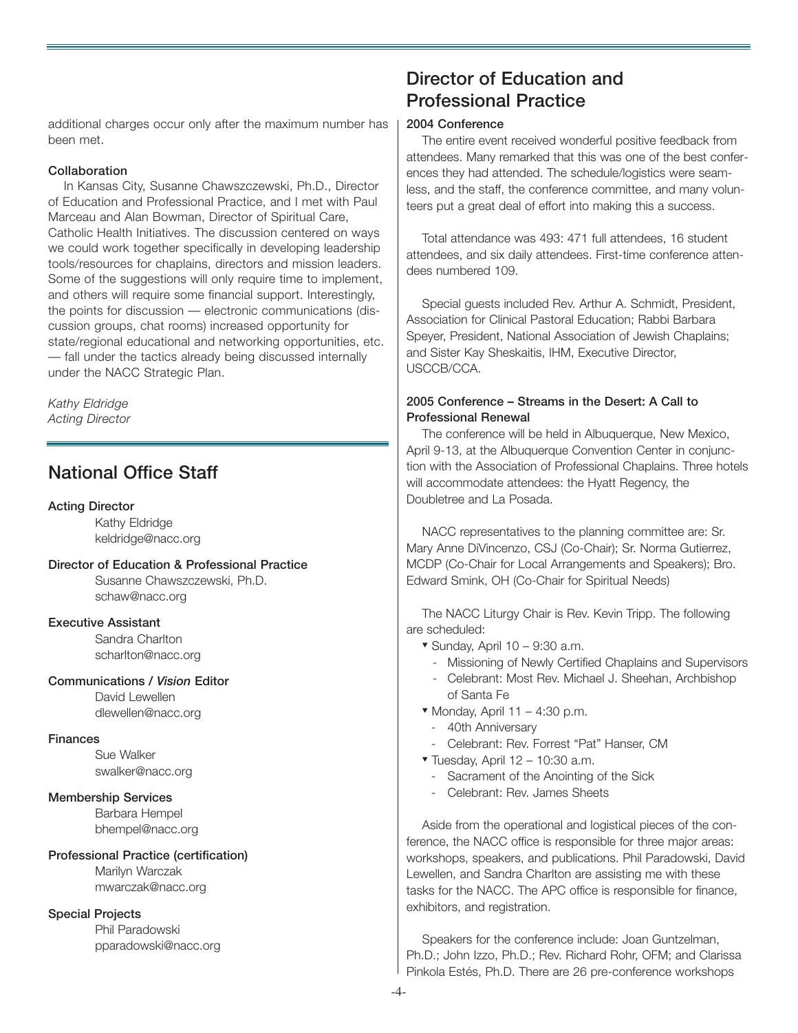additional charges occur only after the maximum number has been met.

**Collaboration**

In Kansas City, Susanne Chawszczewski, Ph.D., Director of Education and Professional Practice, and I met with Paul Marceau and Alan Bowman, Director of Spiritual Care, Catholic Health Initiatives. The discussion centered on ways we could work together specifically in developing leadership tools/resources for chaplains, directors and mission leaders. Some of the suggestions will only require time to implement, and others will require some financial support. Interestingly, the points for discussion — electronic communications (discussion groups, chat rooms) increased opportunity for state/regional educational and networking opportunities, etc. — fall under the tactics already being discussed internally under the NACC Strategic Plan.

*Kathy Eldridge*
*Acting Director*

## National Office Staff

**Acting Director**
Kathy Eldridge
keldridge@nacc.org

**Director of Education & Professional Practice**
Susanne Chawszczewski, Ph.D.
schaw@nacc.org

**Executive Assistant**
Sandra Charlton
scharlton@nacc.org

**Communications / *Vision* Editor**
David Lewellen
dlewellen@nacc.org

**Finances**
Sue Walker
swalker@nacc.org

**Membership Services**
Barbara Hempel
bhempel@nacc.org

**Professional Practice (certification)**
Marilyn Warczak
mwarczak@nacc.org

**Special Projects**
Phil Paradowski
pparadowski@nacc.org

## Director of Education and Professional Practice

**2004 Conference**

The entire event received wonderful positive feedback from attendees. Many remarked that this was one of the best conferences they had attended. The schedule/logistics were seamless, and the staff, the conference committee, and many volunteers put a great deal of effort into making this a success.

Total attendance was 493: 471 full attendees, 16 student attendees, and six daily attendees. First-time conference attendees numbered 109.

Special guests included Rev. Arthur A. Schmidt, President, Association for Clinical Pastoral Education; Rabbi Barbara Speyer, President, National Association of Jewish Chaplains; and Sister Kay Sheskaitis, IHM, Executive Director, USCCB/CCA.

**2005 Conference – Streams in the Desert: A Call to Professional Renewal**

The conference will be held in Albuquerque, New Mexico, April 9-13, at the Albuquerque Convention Center in conjunction with the Association of Professional Chaplains. Three hotels will accommodate attendees: the Hyatt Regency, the Doubletree and La Posada.

NACC representatives to the planning committee are: Sr. Mary Anne DiVincenzo, CSJ (Co-Chair); Sr. Norma Gutierrez, MCDP (Co-Chair for Local Arrangements and Speakers); Bro. Edward Smink, OH (Co-Chair for Spiritual Needs)

The NACC Liturgy Chair is Rev. Kevin Tripp. The following are scheduled:

- Sunday, April 10 – 9:30 a.m.
  - Missioning of Newly Certified Chaplains and Supervisors
  - Celebrant: Most Rev. Michael J. Sheehan, Archbishop of Santa Fe
- Monday, April 11 – 4:30 p.m.
  - 40th Anniversary
  - Celebrant: Rev. Forrest "Pat" Hanser, CM
- Tuesday, April 12 – 10:30 a.m.
  - Sacrament of the Anointing of the Sick
  - Celebrant: Rev. James Sheets

Aside from the operational and logistical pieces of the conference, the NACC office is responsible for three major areas: workshops, speakers, and publications. Phil Paradowski, David Lewellen, and Sandra Charlton are assisting me with these tasks for the NACC. The APC office is responsible for finance, exhibitors, and registration.

Speakers for the conference include: Joan Guntzelman, Ph.D.; John Izzo, Ph.D.; Rev. Richard Rohr, OFM; and Clarissa Pinkola Estés, Ph.D. There are 26 pre-conference workshops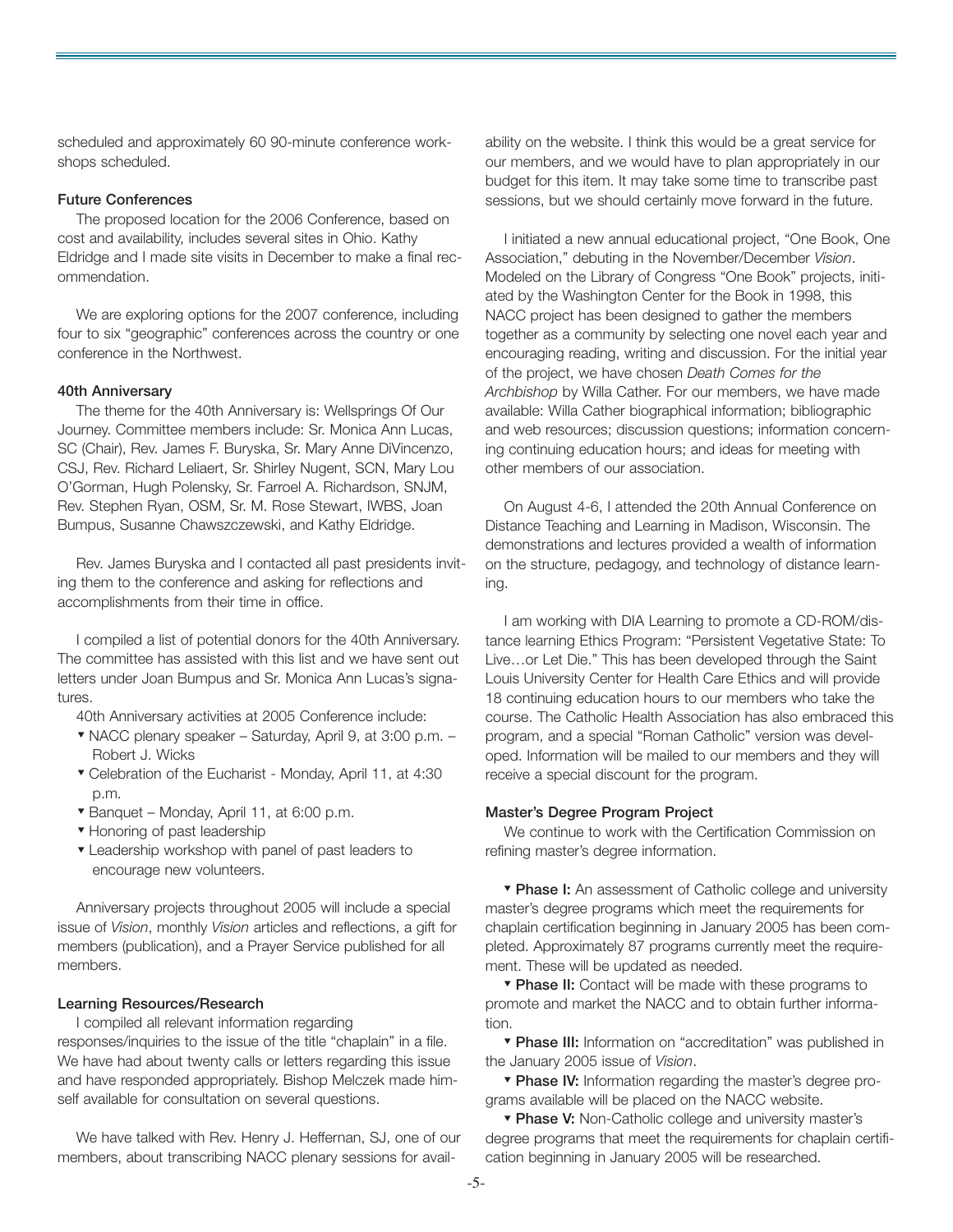scheduled and approximately 60 90-minute conference workshops scheduled.

**Future Conferences**

The proposed location for the 2006 Conference, based on cost and availability, includes several sites in Ohio. Kathy Eldridge and I made site visits in December to make a final recommendation.

We are exploring options for the 2007 conference, including four to six "geographic" conferences across the country or one conference in the Northwest.

**40th Anniversary**

The theme for the 40th Anniversary is: Wellsprings Of Our Journey. Committee members include: Sr. Monica Ann Lucas, SC (Chair), Rev. James F. Buryska, Sr. Mary Anne DiVincenzo, CSJ, Rev. Richard Leliaert, Sr. Shirley Nugent, SCN, Mary Lou O'Gorman, Hugh Polensky, Sr. Farroel A. Richardson, SNJM, Rev. Stephen Ryan, OSM, Sr. M. Rose Stewart, IWBS, Joan Bumpus, Susanne Chawszczewski, and Kathy Eldridge.

Rev. James Buryska and I contacted all past presidents inviting them to the conference and asking for reflections and accomplishments from their time in office.

I compiled a list of potential donors for the 40th Anniversary. The committee has assisted with this list and we have sent out letters under Joan Bumpus and Sr. Monica Ann Lucas's signatures.

40th Anniversary activities at 2005 Conference include:

- NACC plenary speaker – Saturday, April 9, at 3:00 p.m. – Robert J. Wicks
- Celebration of the Eucharist - Monday, April 11, at 4:30 p.m.
- Banquet – Monday, April 11, at 6:00 p.m.
- Honoring of past leadership
- Leadership workshop with panel of past leaders to encourage new volunteers.

Anniversary projects throughout 2005 will include a special issue of *Vision*, monthly *Vision* articles and reflections, a gift for members (publication), and a Prayer Service published for all members.

**Learning Resources/Research**

I compiled all relevant information regarding responses/inquiries to the issue of the title "chaplain" in a file. We have had about twenty calls or letters regarding this issue and have responded appropriately. Bishop Melczek made himself available for consultation on several questions.

We have talked with Rev. Henry J. Heffernan, SJ, one of our members, about transcribing NACC plenary sessions for availability on the website. I think this would be a great service for our members, and we would have to plan appropriately in our budget for this item. It may take some time to transcribe past sessions, but we should certainly move forward in the future.

I initiated a new annual educational project, "One Book, One Association," debuting in the November/December *Vision*. Modeled on the Library of Congress "One Book" projects, initiated by the Washington Center for the Book in 1998, this NACC project has been designed to gather the members together as a community by selecting one novel each year and encouraging reading, writing and discussion. For the initial year of the project, we have chosen *Death Comes for the Archbishop* by Willa Cather. For our members, we have made available: Willa Cather biographical information; bibliographic and web resources; discussion questions; information concerning continuing education hours; and ideas for meeting with other members of our association.

On August 4-6, I attended the 20th Annual Conference on Distance Teaching and Learning in Madison, Wisconsin. The demonstrations and lectures provided a wealth of information on the structure, pedagogy, and technology of distance learning.

I am working with DIA Learning to promote a CD-ROM/distance learning Ethics Program: "Persistent Vegetative State: To Live…or Let Die." This has been developed through the Saint Louis University Center for Health Care Ethics and will provide 18 continuing education hours to our members who take the course. The Catholic Health Association has also embraced this program, and a special "Roman Catholic" version was developed. Information will be mailed to our members and they will receive a special discount for the program.

**Master's Degree Program Project**

We continue to work with the Certification Commission on refining master's degree information.

- **Phase I:** An assessment of Catholic college and university master's degree programs which meet the requirements for chaplain certification beginning in January 2005 has been completed. Approximately 87 programs currently meet the requirement. These will be updated as needed.
- **Phase II:** Contact will be made with these programs to promote and market the NACC and to obtain further information.
- **Phase III:** Information on "accreditation" was published in the January 2005 issue of *Vision*.
- **Phase IV:** Information regarding the master's degree programs available will be placed on the NACC website.
- **Phase V:** Non-Catholic college and university master's degree programs that meet the requirements for chaplain certification beginning in January 2005 will be researched.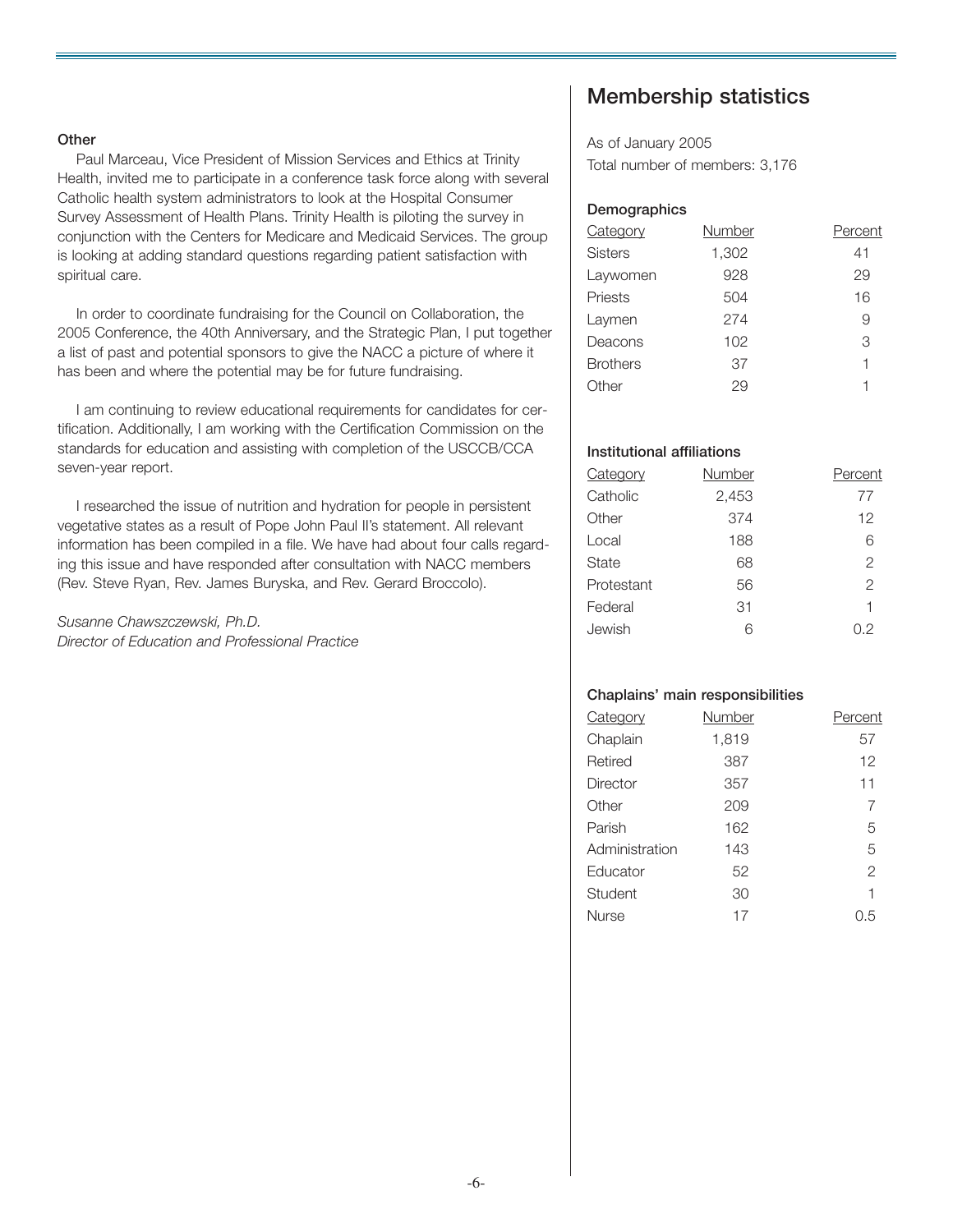### Other

Paul Marceau, Vice President of Mission Services and Ethics at Trinity Health, invited me to participate in a conference task force along with several Catholic health system administrators to look at the Hospital Consumer Survey Assessment of Health Plans. Trinity Health is piloting the survey in conjunction with the Centers for Medicare and Medicaid Services. The group is looking at adding standard questions regarding patient satisfaction with spiritual care.

In order to coordinate fundraising for the Council on Collaboration, the 2005 Conference, the 40th Anniversary, and the Strategic Plan, I put together a list of past and potential sponsors to give the NACC a picture of where it has been and where the potential may be for future fundraising.

I am continuing to review educational requirements for candidates for certification. Additionally, I am working with the Certification Commission on the standards for education and assisting with completion of the USCCB/CCA seven-year report.

I researched the issue of nutrition and hydration for people in persistent vegetative states as a result of Pope John Paul II's statement. All relevant information has been compiled in a file. We have had about four calls regarding this issue and have responded after consultation with NACC members (Rev. Steve Ryan, Rev. James Buryska, and Rev. Gerard Broccolo).

*Susanne Chawszczewski, Ph.D.*
*Director of Education and Professional Practice*

## Membership statistics

As of January 2005
Total number of members: 3,176

### Demographics

| Category | Number | Percent |
|---|---|---|
| Sisters | 1,302 | 41 |
| Laywomen | 928 | 29 |
| Priests | 504 | 16 |
| Laymen | 274 | 9 |
| Deacons | 102 | 3 |
| Brothers | 37 | 1 |
| Other | 29 | 1 |

### Institutional affiliations

| Category | Number | Percent |
|---|---|---|
| Catholic | 2,453 | 77 |
| Other | 374 | 12 |
| Local | 188 | 6 |
| State | 68 | 2 |
| Protestant | 56 | 2 |
| Federal | 31 | 1 |
| Jewish | 6 | 0.2 |

### Chaplains' main responsibilities

| Category | Number | Percent |
|---|---|---|
| Chaplain | 1,819 | 57 |
| Retired | 387 | 12 |
| Director | 357 | 11 |
| Other | 209 | 7 |
| Parish | 162 | 5 |
| Administration | 143 | 5 |
| Educator | 52 | 2 |
| Student | 30 | 1 |
| Nurse | 17 | 0.5 |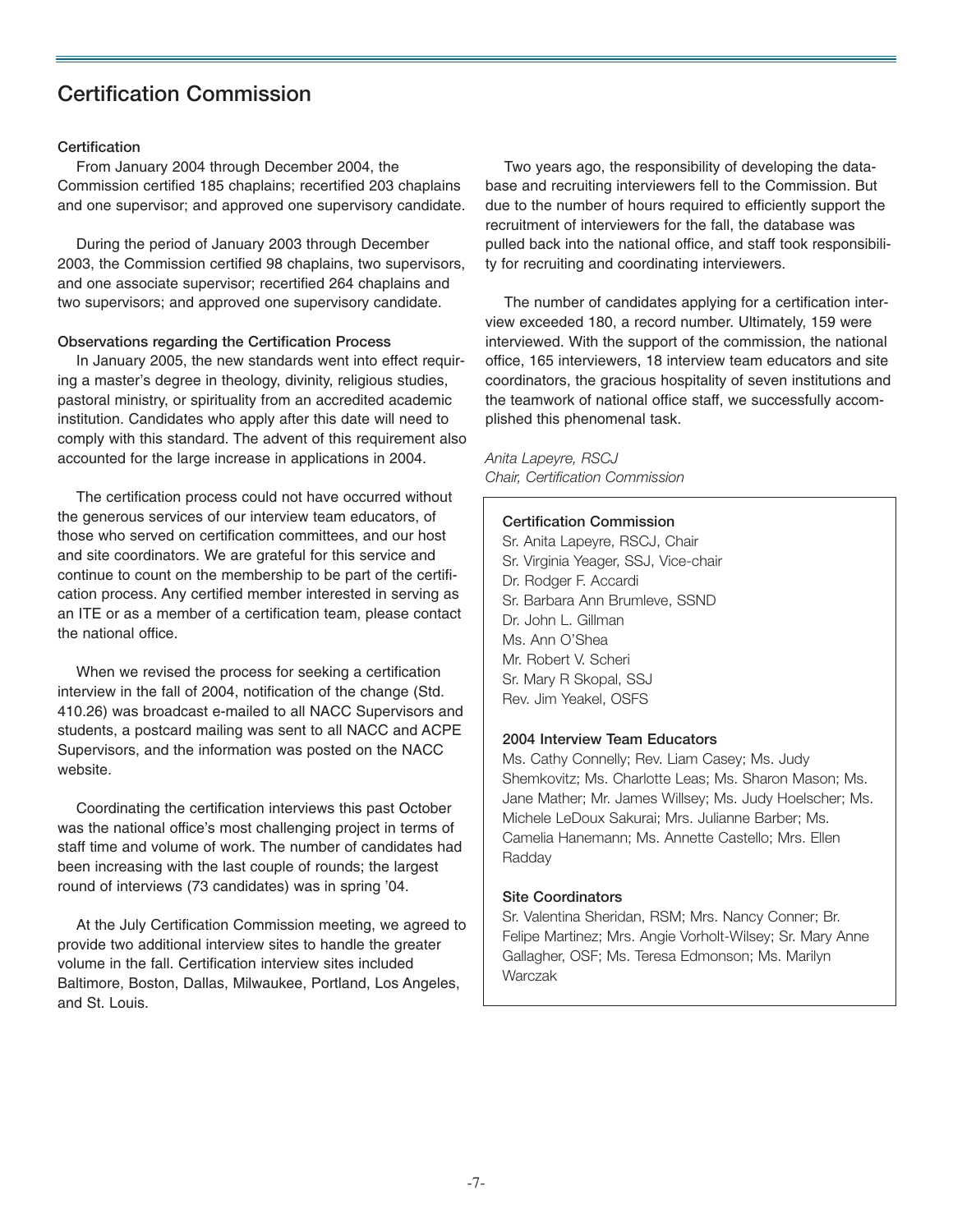## Certification Commission

### Certification

From January 2004 through December 2004, the Commission certified 185 chaplains; recertified 203 chaplains and one supervisor; and approved one supervisory candidate.

During the period of January 2003 through December 2003, the Commission certified 98 chaplains, two supervisors, and one associate supervisor; recertified 264 chaplains and two supervisors; and approved one supervisory candidate.

### Observations regarding the Certification Process

In January 2005, the new standards went into effect requiring a master's degree in theology, divinity, religious studies, pastoral ministry, or spirituality from an accredited academic institution. Candidates who apply after this date will need to comply with this standard. The advent of this requirement also accounted for the large increase in applications in 2004.

The certification process could not have occurred without the generous services of our interview team educators, of those who served on certification committees, and our host and site coordinators. We are grateful for this service and continue to count on the membership to be part of the certification process. Any certified member interested in serving as an ITE or as a member of a certification team, please contact the national office.

When we revised the process for seeking a certification interview in the fall of 2004, notification of the change (Std. 410.26) was broadcast e-mailed to all NACC Supervisors and students, a postcard mailing was sent to all NACC and ACPE Supervisors, and the information was posted on the NACC website.

Coordinating the certification interviews this past October was the national office's most challenging project in terms of staff time and volume of work. The number of candidates had been increasing with the last couple of rounds; the largest round of interviews (73 candidates) was in spring '04.

At the July Certification Commission meeting, we agreed to provide two additional interview sites to handle the greater volume in the fall. Certification interview sites included Baltimore, Boston, Dallas, Milwaukee, Portland, Los Angeles, and St. Louis.

Two years ago, the responsibility of developing the database and recruiting interviewers fell to the Commission. But due to the number of hours required to efficiently support the recruitment of interviewers for the fall, the database was pulled back into the national office, and staff took responsibility for recruiting and coordinating interviewers.

The number of candidates applying for a certification interview exceeded 180, a record number. Ultimately, 159 were interviewed. With the support of the commission, the national office, 165 interviewers, 18 interview team educators and site coordinators, the gracious hospitality of seven institutions and the teamwork of national office staff, we successfully accomplished this phenomenal task.

*Anita Lapeyre, RSCJ*
*Chair, Certification Commission*

### Certification Commission

Sr. Anita Lapeyre, RSCJ, Chair
Sr. Virginia Yeager, SSJ, Vice-chair
Dr. Rodger F. Accardi
Sr. Barbara Ann Brumleve, SSND
Dr. John L. Gillman
Ms. Ann O'Shea
Mr. Robert V. Scheri
Sr. Mary R Skopal, SSJ
Rev. Jim Yeakel, OSFS

### 2004 Interview Team Educators

Ms. Cathy Connelly; Rev. Liam Casey; Ms. Judy Shemkovitz; Ms. Charlotte Leas; Ms. Sharon Mason; Ms. Jane Mather; Mr. James Willsey; Ms. Judy Hoelscher; Ms. Michele LeDoux Sakurai; Mrs. Julianne Barber; Ms. Camelia Hanemann; Ms. Annette Castello; Mrs. Ellen Radday

### Site Coordinators

Sr. Valentina Sheridan, RSM; Mrs. Nancy Conner; Br. Felipe Martinez; Mrs. Angie Vorholt-Wilsey; Sr. Mary Anne Gallagher, OSF; Ms. Teresa Edmonson; Ms. Marilyn Warczak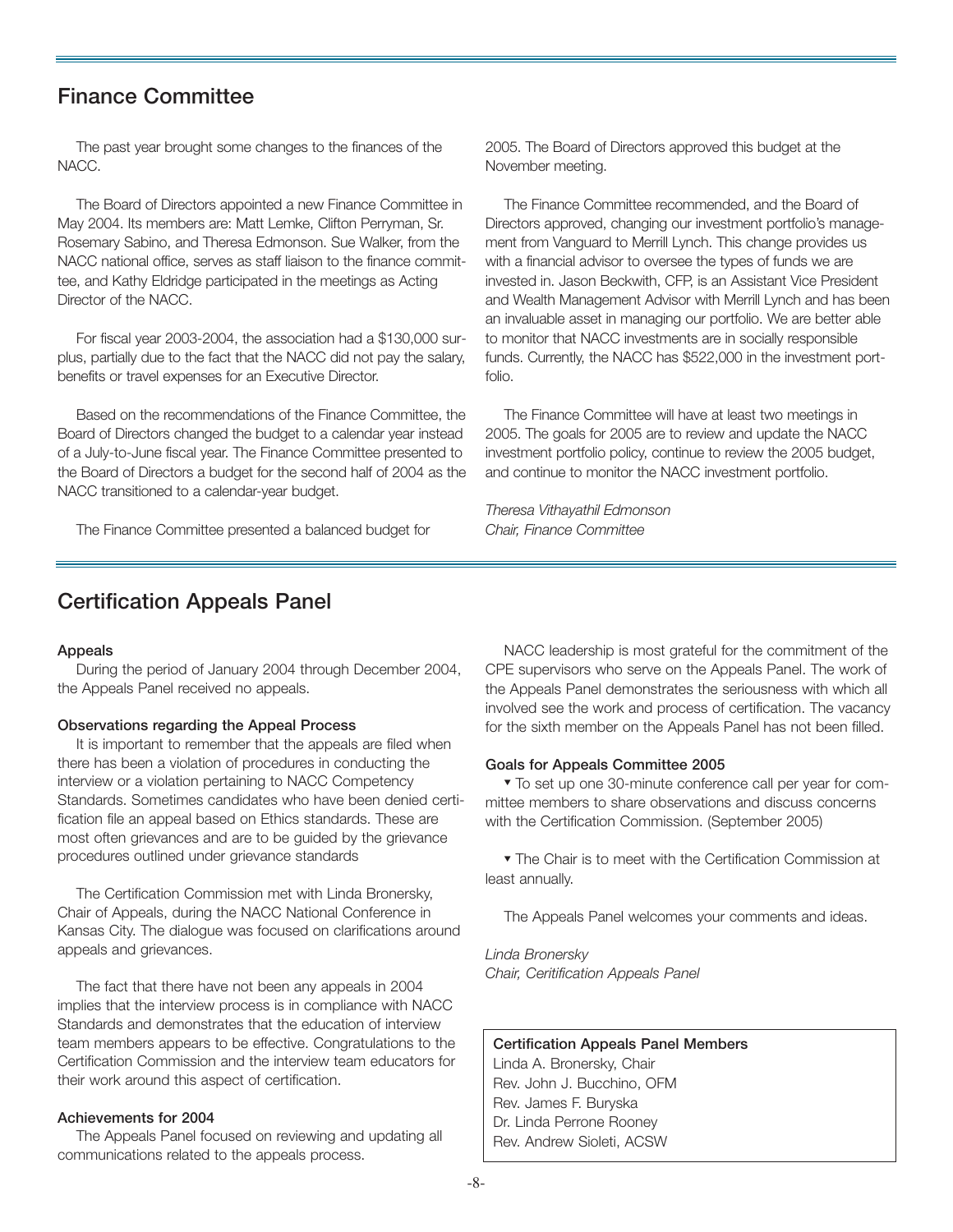## Finance Committee

The past year brought some changes to the finances of the NACC.

The Board of Directors appointed a new Finance Committee in May 2004. Its members are: Matt Lemke, Clifton Perryman, Sr. Rosemary Sabino, and Theresa Edmonson. Sue Walker, from the NACC national office, serves as staff liaison to the finance committee, and Kathy Eldridge participated in the meetings as Acting Director of the NACC.

For fiscal year 2003-2004, the association had a $130,000 surplus, partially due to the fact that the NACC did not pay the salary, benefits or travel expenses for an Executive Director.

Based on the recommendations of the Finance Committee, the Board of Directors changed the budget to a calendar year instead of a July-to-June fiscal year. The Finance Committee presented to the Board of Directors a budget for the second half of 2004 as the NACC transitioned to a calendar-year budget.

The Finance Committee presented a balanced budget for 2005. The Board of Directors approved this budget at the November meeting.

The Finance Committee recommended, and the Board of Directors approved, changing our investment portfolio's management from Vanguard to Merrill Lynch. This change provides us with a financial advisor to oversee the types of funds we are invested in. Jason Beckwith, CFP, is an Assistant Vice President and Wealth Management Advisor with Merrill Lynch and has been an invaluable asset in managing our portfolio. We are better able to monitor that NACC investments are in socially responsible funds. Currently, the NACC has $522,000 in the investment portfolio.

The Finance Committee will have at least two meetings in 2005. The goals for 2005 are to review and update the NACC investment portfolio policy, continue to review the 2005 budget, and continue to monitor the NACC investment portfolio.

*Theresa Vithayathil Edmonson*
*Chair, Finance Committee*

## Certification Appeals Panel

**Appeals**

During the period of January 2004 through December 2004, the Appeals Panel received no appeals.

**Observations regarding the Appeal Process**

It is important to remember that the appeals are filed when there has been a violation of procedures in conducting the interview or a violation pertaining to NACC Competency Standards. Sometimes candidates who have been denied certification file an appeal based on Ethics standards. These are most often grievances and are to be guided by the grievance procedures outlined under grievance standards

The Certification Commission met with Linda Bronersky, Chair of Appeals, during the NACC National Conference in Kansas City. The dialogue was focused on clarifications around appeals and grievances.

The fact that there have not been any appeals in 2004 implies that the interview process is in compliance with NACC Standards and demonstrates that the education of interview team members appears to be effective. Congratulations to the Certification Commission and the interview team educators for their work around this aspect of certification.

**Achievements for 2004**

The Appeals Panel focused on reviewing and updating all communications related to the appeals process.

NACC leadership is most grateful for the commitment of the CPE supervisors who serve on the Appeals Panel. The work of the Appeals Panel demonstrates the seriousness with which all involved see the work and process of certification. The vacancy for the sixth member on the Appeals Panel has not been filled.

**Goals for Appeals Committee 2005**

- To set up one 30-minute conference call per year for committee members to share observations and discuss concerns with the Certification Commission. (September 2005)
- The Chair is to meet with the Certification Commission at least annually.

The Appeals Panel welcomes your comments and ideas.

*Linda Bronersky*
*Chair, Ceritification Appeals Panel*

**Certification Appeals Panel Members**
Linda A. Bronersky, Chair
Rev. John J. Bucchino, OFM
Rev. James F. Buryska
Dr. Linda Perrone Rooney
Rev. Andrew Sioleti, ACSW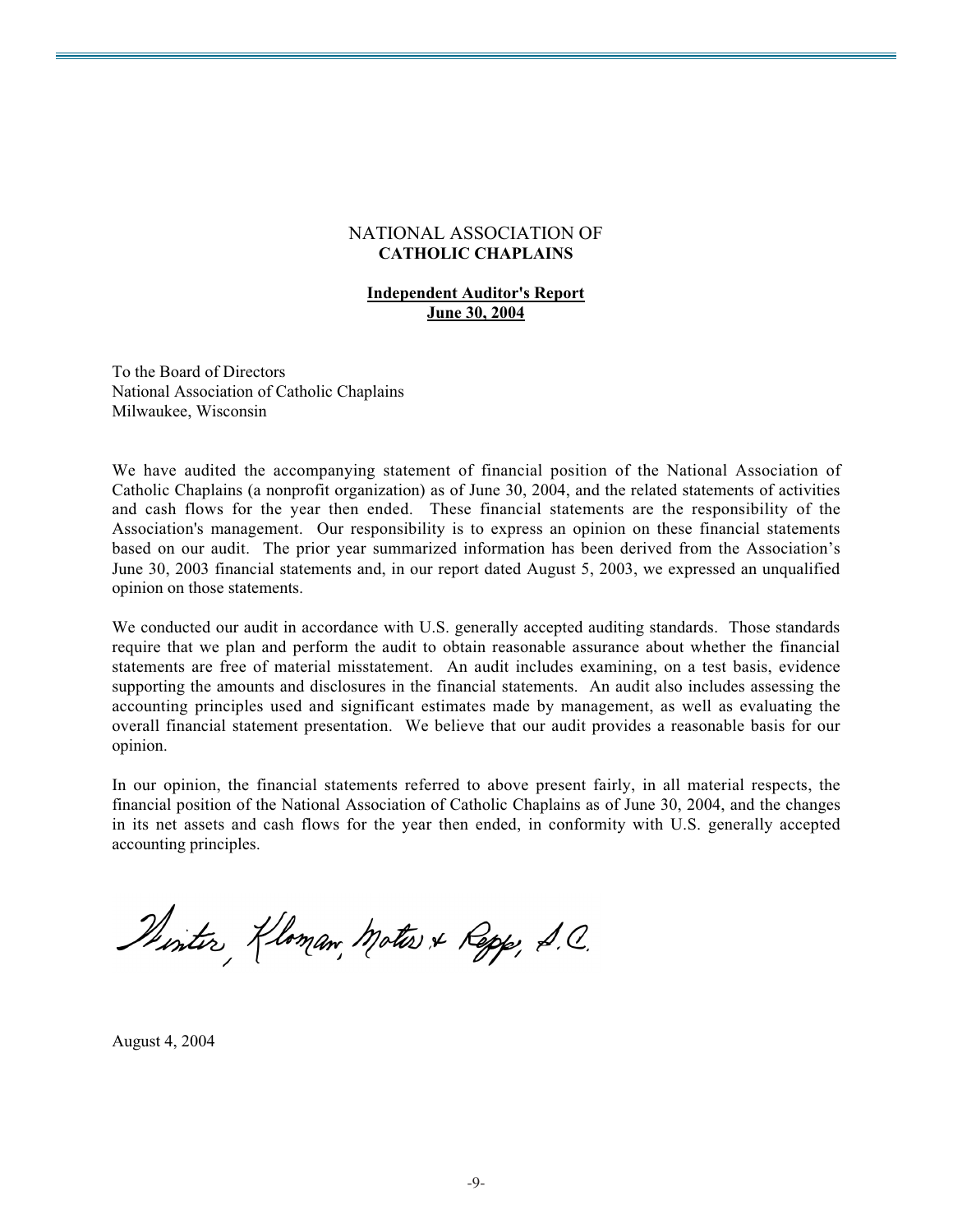NATIONAL ASSOCIATION OF
**CATHOLIC CHAPLAINS**

**Independent Auditor's Report**
**June 30, 2004**

To the Board of Directors
National Association of Catholic Chaplains
Milwaukee, Wisconsin

We have audited the accompanying statement of financial position of the National Association of Catholic Chaplains (a nonprofit organization) as of June 30, 2004, and the related statements of activities and cash flows for the year then ended. These financial statements are the responsibility of the Association's management. Our responsibility is to express an opinion on these financial statements based on our audit. The prior year summarized information has been derived from the Association's June 30, 2003 financial statements and, in our report dated August 5, 2003, we expressed an unqualified opinion on those statements.

We conducted our audit in accordance with U.S. generally accepted auditing standards. Those standards require that we plan and perform the audit to obtain reasonable assurance about whether the financial statements are free of material misstatement. An audit includes examining, on a test basis, evidence supporting the amounts and disclosures in the financial statements. An audit also includes assessing the accounting principles used and significant estimates made by management, as well as evaluating the overall financial statement presentation. We believe that our audit provides a reasonable basis for our opinion.

In our opinion, the financial statements referred to above present fairly, in all material respects, the financial position of the National Association of Catholic Chaplains as of June 30, 2004, and the changes in its net assets and cash flows for the year then ended, in conformity with U.S. generally accepted accounting principles.

Winter, Kloman, Moter & Repp, S.C.

August 4, 2004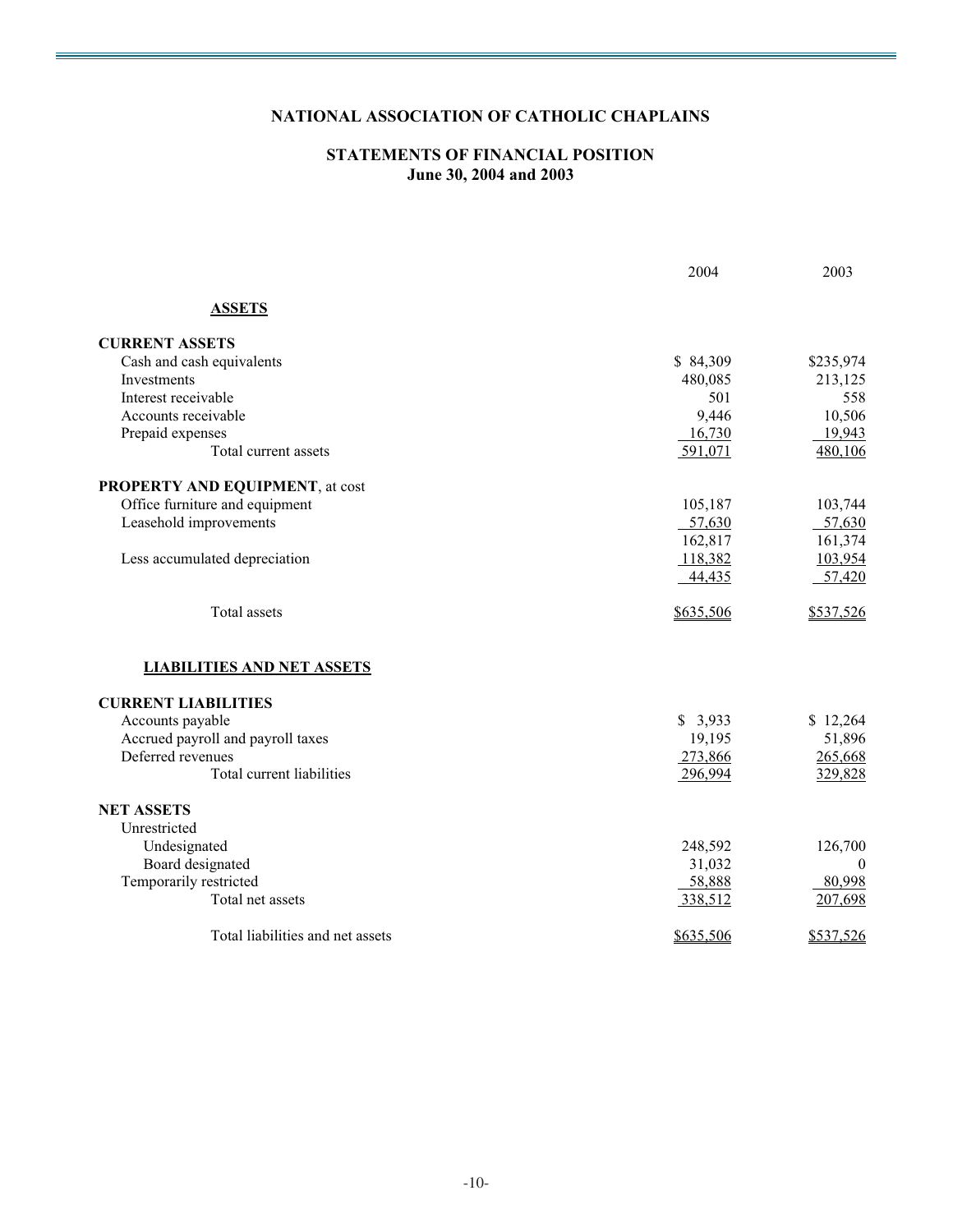# NATIONAL ASSOCIATION OF CATHOLIC CHAPLAINS

## STATEMENTS OF FINANCIAL POSITION
## June 30, 2004 and 2003

| | 2004 | 2003 |
|---|---|---|
| **ASSETS** | | |
| **CURRENT ASSETS** | | |
| Cash and cash equivalents | $ 84,309 | $235,974 |
| Investments | 480,085 | 213,125 |
| Interest receivable | 501 | 558 |
| Accounts receivable | 9,446 | 10,506 |
| Prepaid expenses | 16,730 | 19,943 |
| Total current assets | 591,071 | 480,106 |
| **PROPERTY AND EQUIPMENT**, at cost | | |
| Office furniture and equipment | 105,187 | 103,744 |
| Leasehold improvements | 57,630 | 57,630 |
| | 162,817 | 161,374 |
| Less accumulated depreciation | 118,382 | 103,954 |
| | 44,435 | 57,420 |
| Total assets | $635,506 | $537,526 |
| **LIABILITIES AND NET ASSETS** | | |
| **CURRENT LIABILITIES** | | |
| Accounts payable | $ 3,933 | $ 12,264 |
| Accrued payroll and payroll taxes | 19,195 | 51,896 |
| Deferred revenues | 273,866 | 265,668 |
| Total current liabilities | 296,994 | 329,828 |
| **NET ASSETS** | | |
| Unrestricted | | |
| Undesignated | 248,592 | 126,700 |
| Board designated | 31,032 | 0 |
| Temporarily restricted | 58,888 | 80,998 |
| Total net assets | 338,512 | 207,698 |
| Total liabilities and net assets | $635,506 | $537,526 |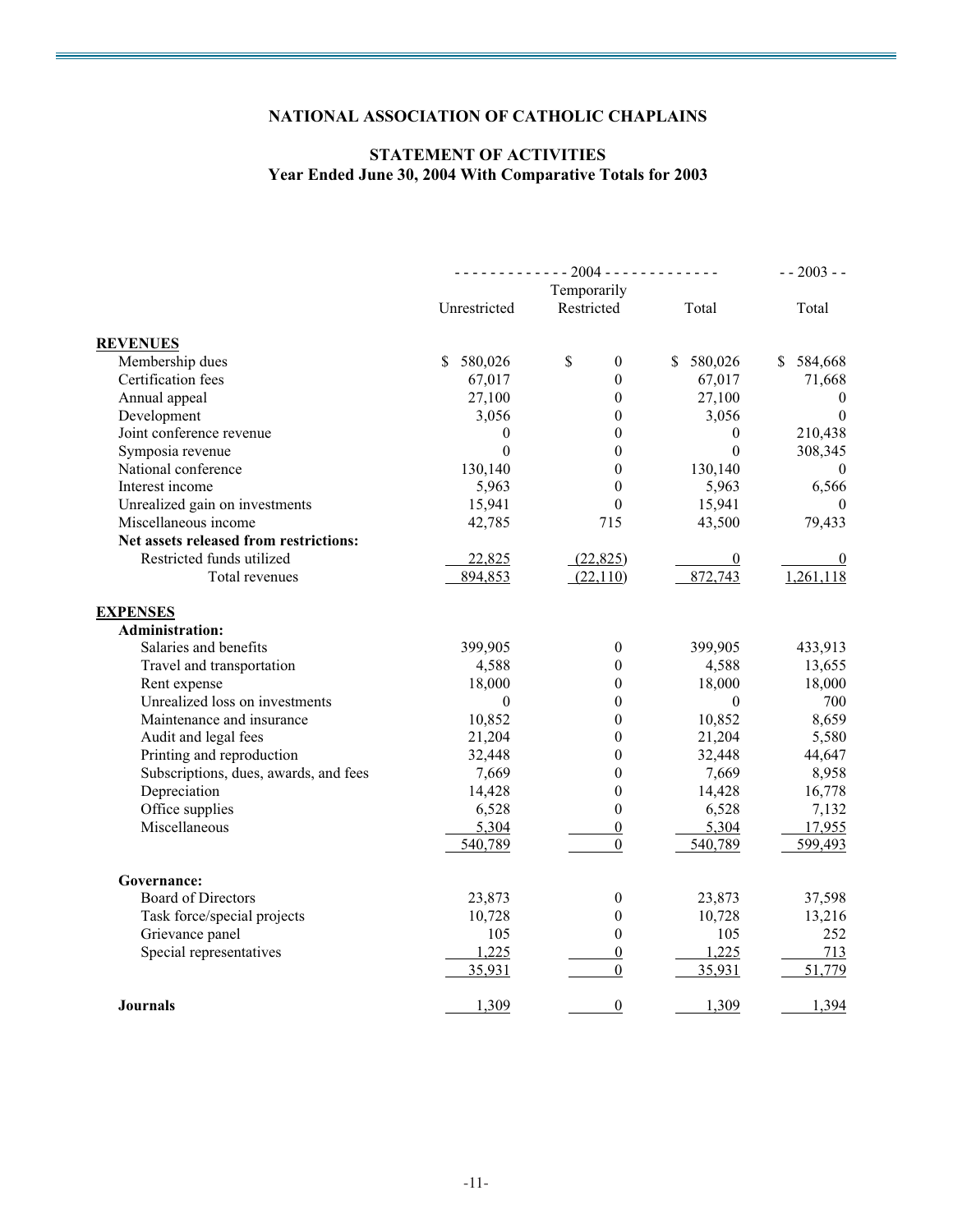# NATIONAL ASSOCIATION OF CATHOLIC CHAPLAINS

## STATEMENT OF ACTIVITIES
### Year Ended June 30, 2004 With Comparative Totals for 2003

| | 2004 | | | 2003 |
|---|---|---|---|---|
| | Unrestricted | Temporarily Restricted | Total | Total |
| **REVENUES** | | | | |
| Membership dues | $ 580,026 | $ 0 | $ 580,026 | $ 584,668 |
| Certification fees | 67,017 | 0 | 67,017 | 71,668 |
| Annual appeal | 27,100 | 0 | 27,100 | 0 |
| Development | 3,056 | 0 | 3,056 | 0 |
| Joint conference revenue | 0 | 0 | 0 | 210,438 |
| Symposia revenue | 0 | 0 | 0 | 308,345 |
| National conference | 130,140 | 0 | 130,140 | 0 |
| Interest income | 5,963 | 0 | 5,963 | 6,566 |
| Unrealized gain on investments | 15,941 | 0 | 15,941 | 0 |
| Miscellaneous income | 42,785 | 715 | 43,500 | 79,433 |
| **Net assets released from restrictions:** | | | | |
| Restricted funds utilized | 22,825 | (22,825) | 0 | 0 |
| Total revenues | 894,853 | (22,110) | 872,743 | 1,261,118 |
| **EXPENSES** | | | | |
| **Administration:** | | | | |
| Salaries and benefits | 399,905 | 0 | 399,905 | 433,913 |
| Travel and transportation | 4,588 | 0 | 4,588 | 13,655 |
| Rent expense | 18,000 | 0 | 18,000 | 18,000 |
| Unrealized loss on investments | 0 | 0 | 0 | 700 |
| Maintenance and insurance | 10,852 | 0 | 10,852 | 8,659 |
| Audit and legal fees | 21,204 | 0 | 21,204 | 5,580 |
| Printing and reproduction | 32,448 | 0 | 32,448 | 44,647 |
| Subscriptions, dues, awards, and fees | 7,669 | 0 | 7,669 | 8,958 |
| Depreciation | 14,428 | 0 | 14,428 | 16,778 |
| Office supplies | 6,528 | 0 | 6,528 | 7,132 |
| Miscellaneous | 5,304 | 0 | 5,304 | 17,955 |
| | 540,789 | 0 | 540,789 | 599,493 |
| **Governance:** | | | | |
| Board of Directors | 23,873 | 0 | 23,873 | 37,598 |
| Task force/special projects | 10,728 | 0 | 10,728 | 13,216 |
| Grievance panel | 105 | 0 | 105 | 252 |
| Special representatives | 1,225 | 0 | 1,225 | 713 |
| | 35,931 | 0 | 35,931 | 51,779 |
| **Journals** | 1,309 | 0 | 1,309 | 1,394 |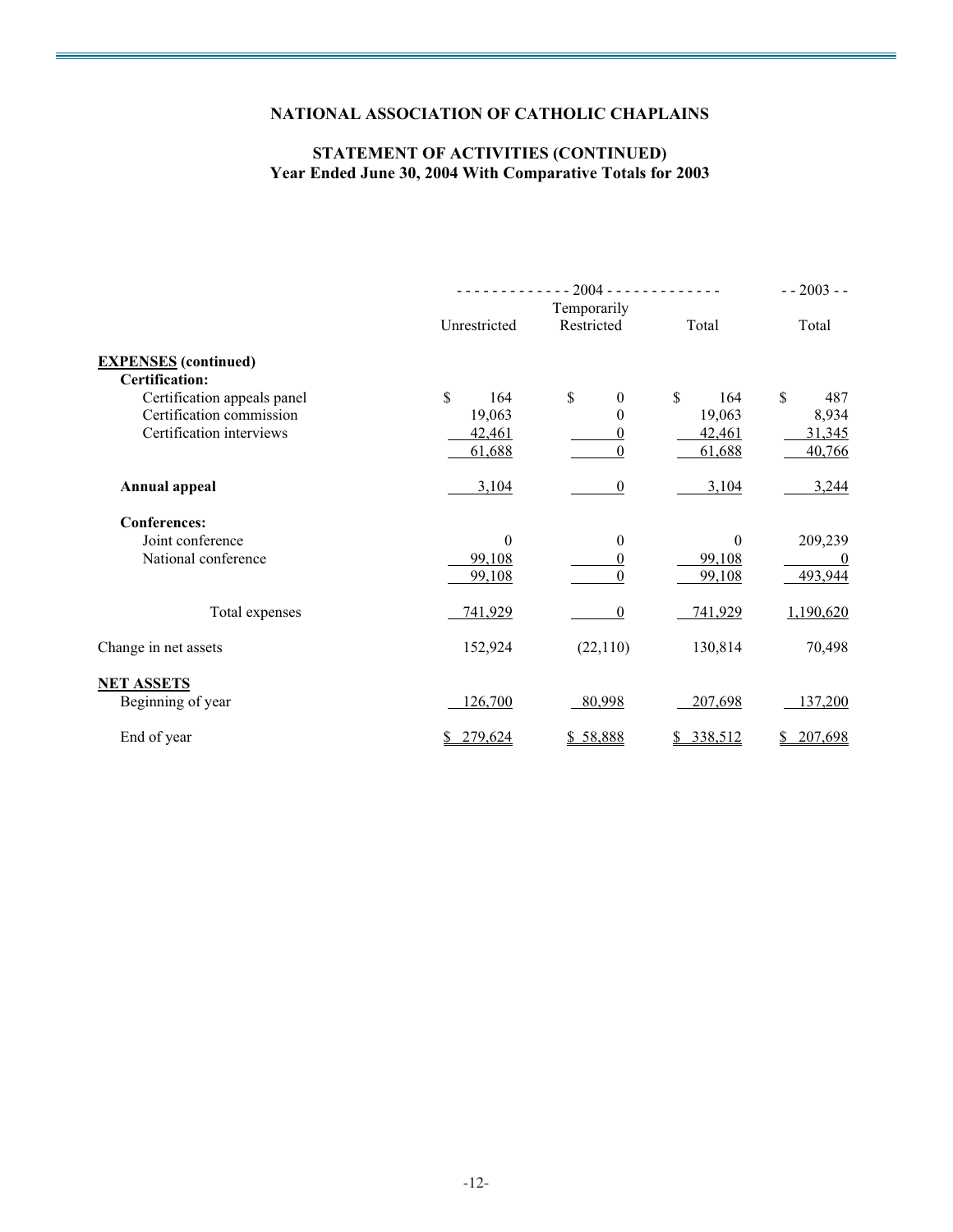# NATIONAL ASSOCIATION OF CATHOLIC CHAPLAINS

## STATEMENT OF ACTIVITIES (CONTINUED)
### Year Ended June 30, 2004 With Comparative Totals for 2003

| | 2004 | | | 2003 |
|---|---|---|---|---|
| | Unrestricted | Temporarily Restricted | Total | Total |
| **EXPENSES (continued)** | | | | |
| **Certification:** | | | | |
| Certification appeals panel | $ 164 | $ 0 | $ 164 | $ 487 |
| Certification commission | 19,063 | 0 | 19,063 | 8,934 |
| Certification interviews | 42,461 | 0 | 42,461 | 31,345 |
| | 61,688 | 0 | 61,688 | 40,766 |
| **Annual appeal** | 3,104 | 0 | 3,104 | 3,244 |
| **Conferences:** | | | | |
| Joint conference | 0 | 0 | 0 | 209,239 |
| National conference | 99,108 | 0 | 99,108 | 0 |
| | 99,108 | 0 | 99,108 | 493,944 |
| Total expenses | 741,929 | 0 | 741,929 | 1,190,620 |
| Change in net assets | 152,924 | (22,110) | 130,814 | 70,498 |
| **NET ASSETS** | | | | |
| Beginning of year | 126,700 | 80,998 | 207,698 | 137,200 |
| End of year | $ 279,624 | $ 58,888 | $ 338,512 | $ 207,698 |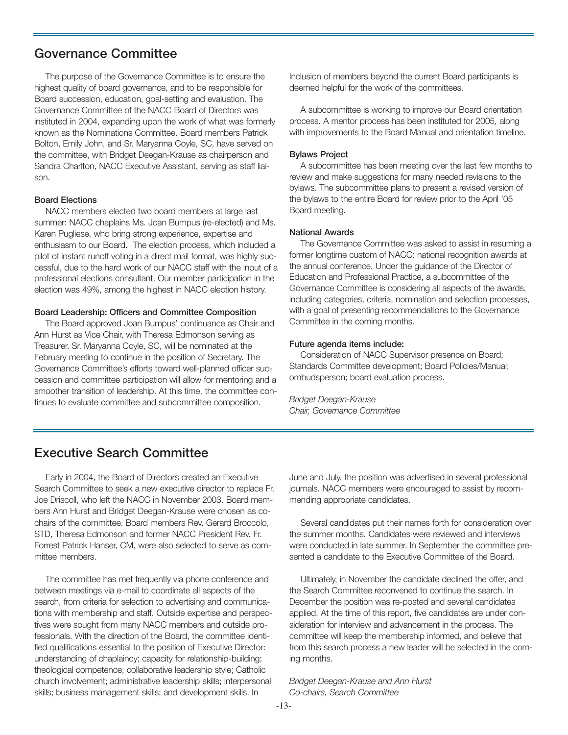## Governance Committee

The purpose of the Governance Committee is to ensure the highest quality of board governance, and to be responsible for Board succession, education, goal-setting and evaluation. The Governance Committee of the NACC Board of Directors was instituted in 2004, expanding upon the work of what was formerly known as the Nominations Committee. Board members Patrick Bolton, Emily John, and Sr. Maryanna Coyle, SC, have served on the committee, with Bridget Deegan-Krause as chairperson and Sandra Charlton, NACC Executive Assistant, serving as staff liaison.

### Board Elections

NACC members elected two board members at large last summer: NACC chaplains Ms. Joan Bumpus (re-elected) and Ms. Karen Pugliese, who bring strong experience, expertise and enthusiasm to our Board. The election process, which included a pilot of instant runoff voting in a direct mail format, was highly successful, due to the hard work of our NACC staff with the input of a professional elections consultant. Our member participation in the election was 49%, among the highest in NACC election history.

### Board Leadership: Officers and Committee Composition

The Board approved Joan Bumpus' continuance as Chair and Ann Hurst as Vice Chair, with Theresa Edmonson serving as Treasurer. Sr. Maryanna Coyle, SC, will be nominated at the February meeting to continue in the position of Secretary. The Governance Committee's efforts toward well-planned officer succession and committee participation will allow for mentoring and a smoother transition of leadership. At this time, the committee continues to evaluate committee and subcommittee composition. Inclusion of members beyond the current Board participants is deemed helpful for the work of the committees.

A subcommittee is working to improve our Board orientation process. A mentor process has been instituted for 2005, along with improvements to the Board Manual and orientation timeline.

### Bylaws Project

A subcommittee has been meeting over the last few months to review and make suggestions for many needed revisions to the bylaws. The subcommittee plans to present a revised version of the bylaws to the entire Board for review prior to the April '05 Board meeting.

### National Awards

The Governance Committee was asked to assist in resuming a former longtime custom of NACC: national recognition awards at the annual conference. Under the guidance of the Director of Education and Professional Practice, a subcommittee of the Governance Committee is considering all aspects of the awards, including categories, criteria, nomination and selection processes, with a goal of presenting recommendations to the Governance Committee in the coming months.

### Future agenda items include:

Consideration of NACC Supervisor presence on Board; Standards Committee development; Board Policies/Manual; ombudsperson; board evaluation process.

*Bridget Deegan-Krause*
*Chair, Governance Committee*

## Executive Search Committee

Early in 2004, the Board of Directors created an Executive Search Committee to seek a new executive director to replace Fr. Joe Driscoll, who left the NACC in November 2003. Board members Ann Hurst and Bridget Deegan-Krause were chosen as co-chairs of the committee. Board members Rev. Gerard Broccolo, STD, Theresa Edmonson and former NACC President Rev. Fr. Forrest Patrick Hanser, CM, were also selected to serve as committee members.

The committee has met frequently via phone conference and between meetings via e-mail to coordinate all aspects of the search, from criteria for selection to advertising and communications with membership and staff. Outside expertise and perspectives were sought from many NACC members and outside professionals. With the direction of the Board, the committee identified qualifications essential to the position of Executive Director: understanding of chaplaincy; capacity for relationship-building; theological competence; collaborative leadership style; Catholic church involvement; administrative leadership skills; interpersonal skills; business management skills; and development skills. In June and July, the position was advertised in several professional journals. NACC members were encouraged to assist by recommending appropriate candidates.

Several candidates put their names forth for consideration over the summer months. Candidates were reviewed and interviews were conducted in late summer. In September the committee presented a candidate to the Executive Committee of the Board.

Ultimately, in November the candidate declined the offer, and the Search Committee reconvened to continue the search. In December the position was re-posted and several candidates applied. At the time of this report, five candidates are under consideration for interview and advancement in the process. The committee will keep the membership informed, and believe that from this search process a new leader will be selected in the coming months.

*Bridget Deegan-Krause and Ann Hurst*
*Co-chairs, Search Committee*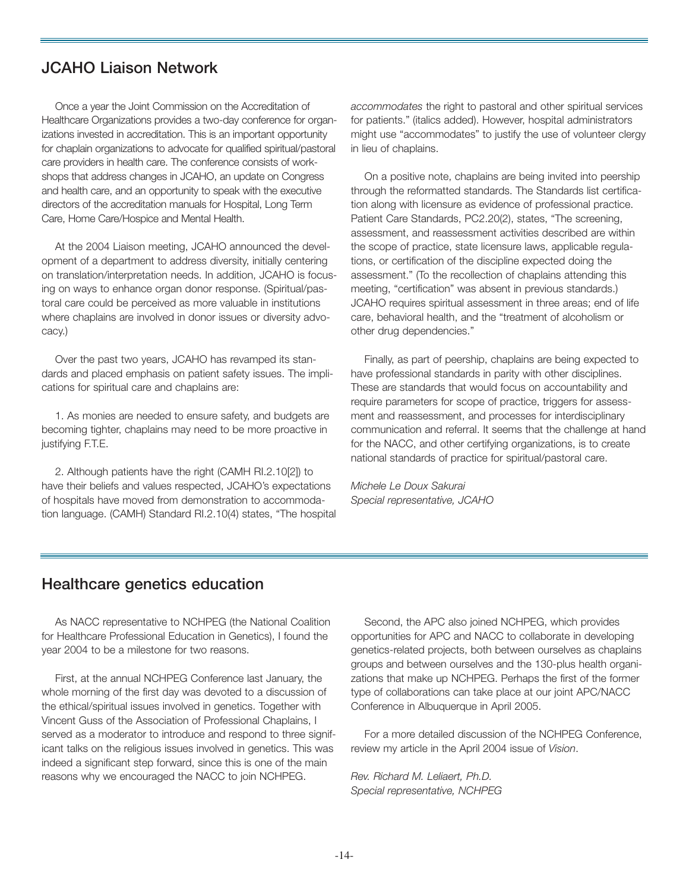## JCAHO Liaison Network

Once a year the Joint Commission on the Accreditation of Healthcare Organizations provides a two-day conference for organizations invested in accreditation. This is an important opportunity for chaplain organizations to advocate for qualified spiritual/pastoral care providers in health care. The conference consists of workshops that address changes in JCAHO, an update on Congress and health care, and an opportunity to speak with the executive directors of the accreditation manuals for Hospital, Long Term Care, Home Care/Hospice and Mental Health.

At the 2004 Liaison meeting, JCAHO announced the development of a department to address diversity, initially centering on translation/interpretation needs. In addition, JCAHO is focusing on ways to enhance organ donor response. (Spiritual/pastoral care could be perceived as more valuable in institutions where chaplains are involved in donor issues or diversity advocacy.)

Over the past two years, JCAHO has revamped its standards and placed emphasis on patient safety issues. The implications for spiritual care and chaplains are:

1. As monies are needed to ensure safety, and budgets are becoming tighter, chaplains may need to be more proactive in justifying F.T.E.

2. Although patients have the right (CAMH RI.2.10[2]) to have their beliefs and values respected, JCAHO's expectations of hospitals have moved from demonstration to accommodation language. (CAMH) Standard RI.2.10(4) states, "The hospital *accommodates* the right to pastoral and other spiritual services for patients." (italics added). However, hospital administrators might use "accommodates" to justify the use of volunteer clergy in lieu of chaplains.

On a positive note, chaplains are being invited into peership through the reformatted standards. The Standards list certification along with licensure as evidence of professional practice. Patient Care Standards, PC2.20(2), states, "The screening, assessment, and reassessment activities described are within the scope of practice, state licensure laws, applicable regulations, or certification of the discipline expected doing the assessment." (To the recollection of chaplains attending this meeting, "certification" was absent in previous standards.) JCAHO requires spiritual assessment in three areas; end of life care, behavioral health, and the "treatment of alcoholism or other drug dependencies."

Finally, as part of peership, chaplains are being expected to have professional standards in parity with other disciplines. These are standards that would focus on accountability and require parameters for scope of practice, triggers for assessment and reassessment, and processes for interdisciplinary communication and referral. It seems that the challenge at hand for the NACC, and other certifying organizations, is to create national standards of practice for spiritual/pastoral care.

*Michele Le Doux Sakurai*
*Special representative, JCAHO*

## Healthcare genetics education

As NACC representative to NCHPEG (the National Coalition for Healthcare Professional Education in Genetics), I found the year 2004 to be a milestone for two reasons.

First, at the annual NCHPEG Conference last January, the whole morning of the first day was devoted to a discussion of the ethical/spiritual issues involved in genetics. Together with Vincent Guss of the Association of Professional Chaplains, I served as a moderator to introduce and respond to three significant talks on the religious issues involved in genetics. This was indeed a significant step forward, since this is one of the main reasons why we encouraged the NACC to join NCHPEG.

Second, the APC also joined NCHPEG, which provides opportunities for APC and NACC to collaborate in developing genetics-related projects, both between ourselves as chaplains groups and between ourselves and the 130-plus health organizations that make up NCHPEG. Perhaps the first of the former type of collaborations can take place at our joint APC/NACC Conference in Albuquerque in April 2005.

For a more detailed discussion of the NCHPEG Conference, review my article in the April 2004 issue of *Vision*.

*Rev. Richard M. Leliaert, Ph.D.*
*Special representative, NCHPEG*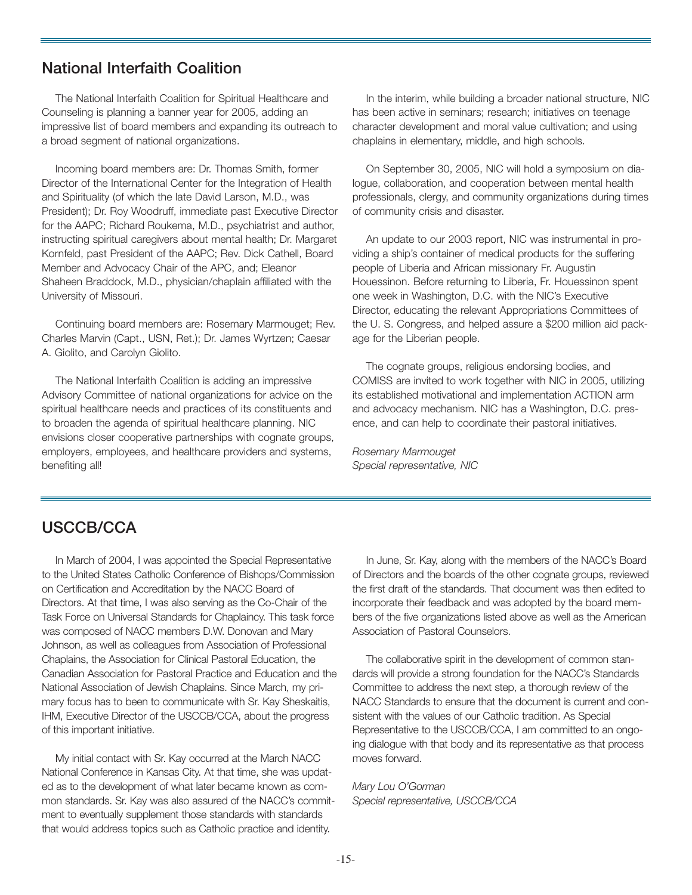## National Interfaith Coalition

The National Interfaith Coalition for Spiritual Healthcare and Counseling is planning a banner year for 2005, adding an impressive list of board members and expanding its outreach to a broad segment of national organizations.

Incoming board members are: Dr. Thomas Smith, former Director of the International Center for the Integration of Health and Spirituality (of which the late David Larson, M.D., was President); Dr. Roy Woodruff, immediate past Executive Director for the AAPC; Richard Roukema, M.D., psychiatrist and author, instructing spiritual caregivers about mental health; Dr. Margaret Kornfeld, past President of the AAPC; Rev. Dick Cathell, Board Member and Advocacy Chair of the APC, and; Eleanor Shaheen Braddock, M.D., physician/chaplain affiliated with the University of Missouri.

Continuing board members are: Rosemary Marmouget; Rev. Charles Marvin (Capt., USN, Ret.); Dr. James Wyrtzen; Caesar A. Giolito, and Carolyn Giolito.

The National Interfaith Coalition is adding an impressive Advisory Committee of national organizations for advice on the spiritual healthcare needs and practices of its constituents and to broaden the agenda of spiritual healthcare planning. NIC envisions closer cooperative partnerships with cognate groups, employers, employees, and healthcare providers and systems, benefiting all!

In the interim, while building a broader national structure, NIC has been active in seminars; research; initiatives on teenage character development and moral value cultivation; and using chaplains in elementary, middle, and high schools.

On September 30, 2005, NIC will hold a symposium on dialogue, collaboration, and cooperation between mental health professionals, clergy, and community organizations during times of community crisis and disaster.

An update to our 2003 report, NIC was instrumental in providing a ship's container of medical products for the suffering people of Liberia and African missionary Fr. Augustin Houessinon. Before returning to Liberia, Fr. Houessinon spent one week in Washington, D.C. with the NIC's Executive Director, educating the relevant Appropriations Committees of the U. S. Congress, and helped assure a $200 million aid package for the Liberian people.

The cognate groups, religious endorsing bodies, and COMISS are invited to work together with NIC in 2005, utilizing its established motivational and implementation ACTION arm and advocacy mechanism. NIC has a Washington, D.C. presence, and can help to coordinate their pastoral initiatives.

*Rosemary Marmouget*
*Special representative, NIC*

## USCCB/CCA

In March of 2004, I was appointed the Special Representative to the United States Catholic Conference of Bishops/Commission on Certification and Accreditation by the NACC Board of Directors. At that time, I was also serving as the Co-Chair of the Task Force on Universal Standards for Chaplaincy. This task force was composed of NACC members D.W. Donovan and Mary Johnson, as well as colleagues from Association of Professional Chaplains, the Association for Clinical Pastoral Education, the Canadian Association for Pastoral Practice and Education and the National Association of Jewish Chaplains. Since March, my primary focus has to been to communicate with Sr. Kay Sheskaitis, IHM, Executive Director of the USCCB/CCA, about the progress of this important initiative.

My initial contact with Sr. Kay occurred at the March NACC National Conference in Kansas City. At that time, she was updated as to the development of what later became known as common standards. Sr. Kay was also assured of the NACC's commitment to eventually supplement those standards with standards that would address topics such as Catholic practice and identity.

In June, Sr. Kay, along with the members of the NACC's Board of Directors and the boards of the other cognate groups, reviewed the first draft of the standards. That document was then edited to incorporate their feedback and was adopted by the board members of the five organizations listed above as well as the American Association of Pastoral Counselors.

The collaborative spirit in the development of common standards will provide a strong foundation for the NACC's Standards Committee to address the next step, a thorough review of the NACC Standards to ensure that the document is current and consistent with the values of our Catholic tradition. As Special Representative to the USCCB/CCA, I am committed to an ongoing dialogue with that body and its representative as that process moves forward.

*Mary Lou O'Gorman*
*Special representative, USCCB/CCA*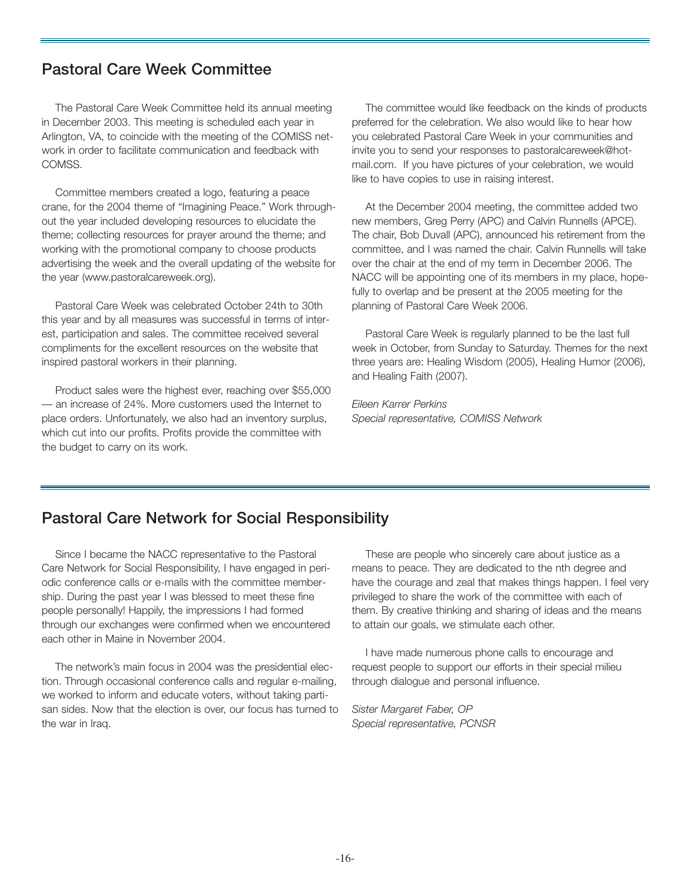## Pastoral Care Week Committee

The Pastoral Care Week Committee held its annual meeting in December 2003. This meeting is scheduled each year in Arlington, VA, to coincide with the meeting of the COMISS network in order to facilitate communication and feedback with COMSS.

Committee members created a logo, featuring a peace crane, for the 2004 theme of "Imagining Peace." Work throughout the year included developing resources to elucidate the theme; collecting resources for prayer around the theme; and working with the promotional company to choose products advertising the week and the overall updating of the website for the year (www.pastoralcareweek.org).

Pastoral Care Week was celebrated October 24th to 30th this year and by all measures was successful in terms of interest, participation and sales. The committee received several compliments for the excellent resources on the website that inspired pastoral workers in their planning.

Product sales were the highest ever, reaching over $55,000 — an increase of 24%. More customers used the Internet to place orders. Unfortunately, we also had an inventory surplus, which cut into our profits. Profits provide the committee with the budget to carry on its work.

The committee would like feedback on the kinds of products preferred for the celebration. We also would like to hear how you celebrated Pastoral Care Week in your communities and invite you to send your responses to pastoralcareweek@hotmail.com. If you have pictures of your celebration, we would like to have copies to use in raising interest.

At the December 2004 meeting, the committee added two new members, Greg Perry (APC) and Calvin Runnells (APCE). The chair, Bob Duvall (APC), announced his retirement from the committee, and I was named the chair. Calvin Runnells will take over the chair at the end of my term in December 2006. The NACC will be appointing one of its members in my place, hopefully to overlap and be present at the 2005 meeting for the planning of Pastoral Care Week 2006.

Pastoral Care Week is regularly planned to be the last full week in October, from Sunday to Saturday. Themes for the next three years are: Healing Wisdom (2005), Healing Humor (2006), and Healing Faith (2007).

*Eileen Karrer Perkins*
*Special representative, COMISS Network*

## Pastoral Care Network for Social Responsibility

Since I became the NACC representative to the Pastoral Care Network for Social Responsibility, I have engaged in periodic conference calls or e-mails with the committee membership. During the past year I was blessed to meet these fine people personally! Happily, the impressions I had formed through our exchanges were confirmed when we encountered each other in Maine in November 2004.

The network's main focus in 2004 was the presidential election. Through occasional conference calls and regular e-mailing, we worked to inform and educate voters, without taking partisan sides. Now that the election is over, our focus has turned to the war in Iraq.

These are people who sincerely care about justice as a means to peace. They are dedicated to the nth degree and have the courage and zeal that makes things happen. I feel very privileged to share the work of the committee with each of them. By creative thinking and sharing of ideas and the means to attain our goals, we stimulate each other.

I have made numerous phone calls to encourage and request people to support our efforts in their special milieu through dialogue and personal influence.

*Sister Margaret Faber, OP*
*Special representative, PCNSR*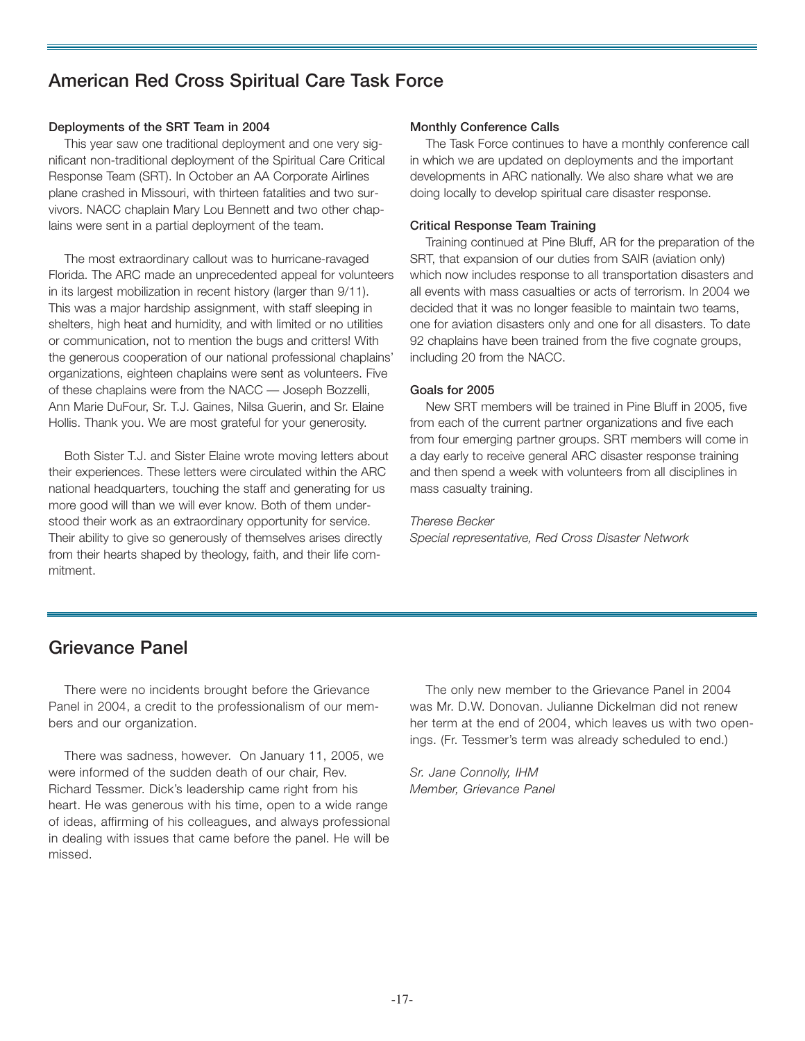## American Red Cross Spiritual Care Task Force

**Deployments of the SRT Team in 2004**

This year saw one traditional deployment and one very significant non-traditional deployment of the Spiritual Care Critical Response Team (SRT). In October an AA Corporate Airlines plane crashed in Missouri, with thirteen fatalities and two survivors. NACC chaplain Mary Lou Bennett and two other chaplains were sent in a partial deployment of the team.

The most extraordinary callout was to hurricane-ravaged Florida. The ARC made an unprecedented appeal for volunteers in its largest mobilization in recent history (larger than 9/11). This was a major hardship assignment, with staff sleeping in shelters, high heat and humidity, and with limited or no utilities or communication, not to mention the bugs and critters! With the generous cooperation of our national professional chaplains' organizations, eighteen chaplains were sent as volunteers. Five of these chaplains were from the NACC — Joseph Bozzelli, Ann Marie DuFour, Sr. T.J. Gaines, Nilsa Guerin, and Sr. Elaine Hollis. Thank you. We are most grateful for your generosity.

Both Sister T.J. and Sister Elaine wrote moving letters about their experiences. These letters were circulated within the ARC national headquarters, touching the staff and generating for us more good will than we will ever know. Both of them understood their work as an extraordinary opportunity for service. Their ability to give so generously of themselves arises directly from their hearts shaped by theology, faith, and their life commitment.

**Monthly Conference Calls**

The Task Force continues to have a monthly conference call in which we are updated on deployments and the important developments in ARC nationally. We also share what we are doing locally to develop spiritual care disaster response.

**Critical Response Team Training**

Training continued at Pine Bluff, AR for the preparation of the SRT, that expansion of our duties from SAIR (aviation only) which now includes response to all transportation disasters and all events with mass casualties or acts of terrorism. In 2004 we decided that it was no longer feasible to maintain two teams, one for aviation disasters only and one for all disasters. To date 92 chaplains have been trained from the five cognate groups, including 20 from the NACC.

**Goals for 2005**

New SRT members will be trained in Pine Bluff in 2005, five from each of the current partner organizations and five each from four emerging partner groups. SRT members will come in a day early to receive general ARC disaster response training and then spend a week with volunteers from all disciplines in mass casualty training.

*Therese Becker*
*Special representative, Red Cross Disaster Network*

## Grievance Panel

There were no incidents brought before the Grievance Panel in 2004, a credit to the professionalism of our members and our organization.

There was sadness, however. On January 11, 2005, we were informed of the sudden death of our chair, Rev. Richard Tessmer. Dick's leadership came right from his heart. He was generous with his time, open to a wide range of ideas, affirming of his colleagues, and always professional in dealing with issues that came before the panel. He will be missed.

The only new member to the Grievance Panel in 2004 was Mr. D.W. Donovan. Julianne Dickelman did not renew her term at the end of 2004, which leaves us with two openings. (Fr. Tessmer's term was already scheduled to end.)

*Sr. Jane Connolly, IHM*
*Member, Grievance Panel*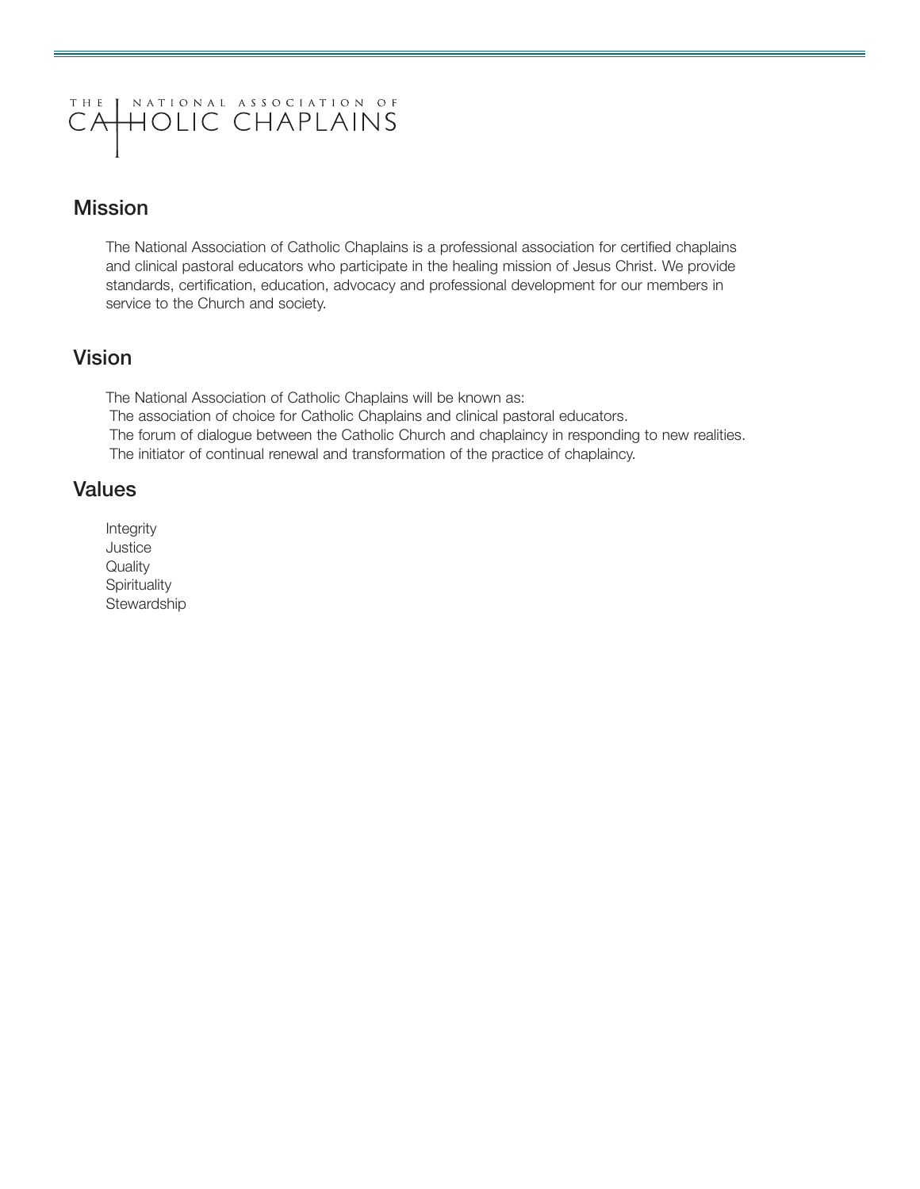THE NATIONAL ASSOCIATION OF CATHOLIC CHAPLAINS

## Mission

The National Association of Catholic Chaplains is a professional association for certified chaplains and clinical pastoral educators who participate in the healing mission of Jesus Christ. We provide standards, certification, education, advocacy and professional development for our members in service to the Church and society.

## Vision

The National Association of Catholic Chaplains will be known as:

The association of choice for Catholic Chaplains and clinical pastoral educators.

The forum of dialogue between the Catholic Church and chaplaincy in responding to new realities.

The initiator of continual renewal and transformation of the practice of chaplaincy.

## Values

Integrity
Justice
Quality
Spirituality
Stewardship